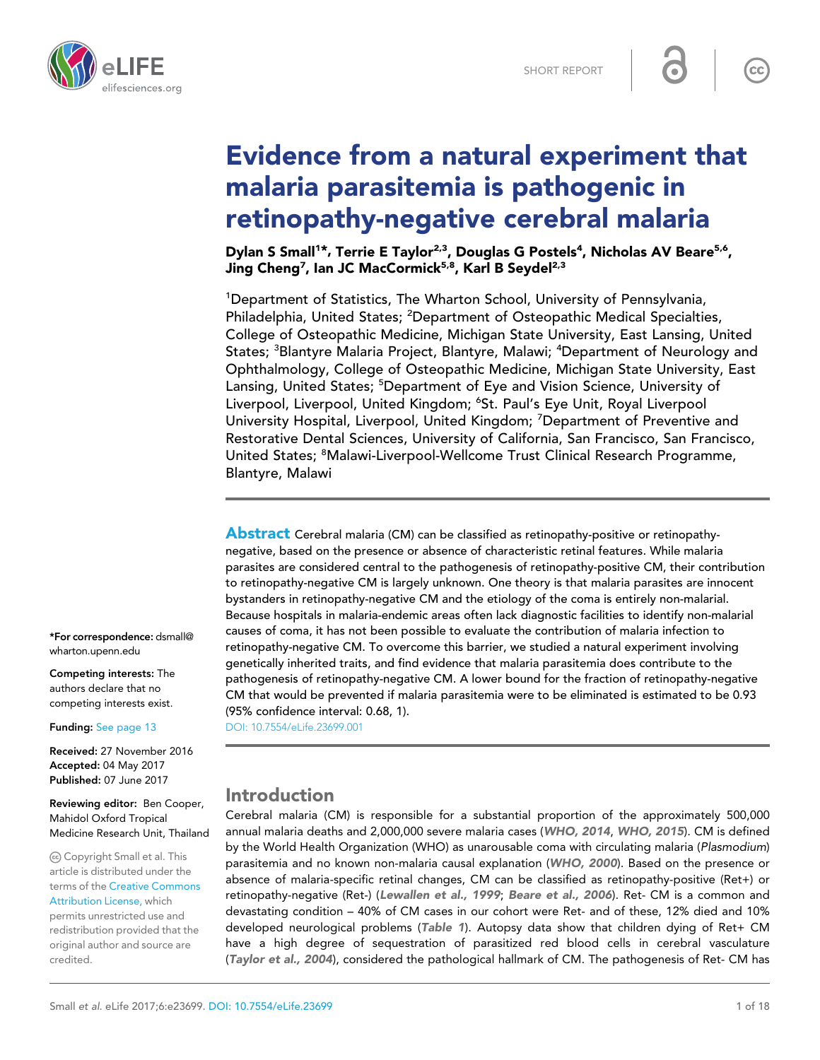SHORT REPORT

# Evidence from a natural experiment that malaria parasitemia is pathogenic in retinopathy-negative cerebral malaria

**Dylan S Small[1]*, Terrie E Taylor[2,3], Douglas G Postels[4], Nicholas AV Beare[5,6], Jing Cheng[7], Ian JC MacCormick[5,8], Karl B Seydel[2,3]**

[1]Department of Statistics, The Wharton School, University of Pennsylvania, Philadelphia, United States; [2]Department of Osteopathic Medical Specialties, College of Osteopathic Medicine, Michigan State University, East Lansing, United States; [3]Blantyre Malaria Project, Blantyre, Malawi; [4]Department of Neurology and Ophthalmology, College of Osteopathic Medicine, Michigan State University, East Lansing, United States; [5]Department of Eye and Vision Science, University of Liverpool, Liverpool, United Kingdom; [6]St. Paul's Eye Unit, Royal Liverpool University Hospital, Liverpool, United Kingdom; [7]Department of Preventive and Restorative Dental Sciences, University of California, San Francisco, San Francisco, United States; [8]Malawi-Liverpool-Wellcome Trust Clinical Research Programme, Blantyre, Malawi

***For correspondence:** dsmall@wharton.upenn.edu

**Competing interests:** The authors declare that no competing interests exist.

**Funding:** See page 13

**Received:** 27 November 2016
**Accepted:** 04 May 2017
**Published:** 07 June 2017

**Reviewing editor:** Ben Cooper, Mahidol Oxford Tropical Medicine Research Unit, Thailand

© Copyright Small et al. This article is distributed under the terms of the Creative Commons Attribution License, which permits unrestricted use and redistribution provided that the original author and source are credited.

**Abstract** Cerebral malaria (CM) can be classified as retinopathy-positive or retinopathy-negative, based on the presence or absence of characteristic retinal features. While malaria parasites are considered central to the pathogenesis of retinopathy-positive CM, their contribution to retinopathy-negative CM is largely unknown. One theory is that malaria parasites are innocent bystanders in retinopathy-negative CM and the etiology of the coma is entirely non-malarial. Because hospitals in malaria-endemic areas often lack diagnostic facilities to identify non-malarial causes of coma, it has not been possible to evaluate the contribution of malaria infection to retinopathy-negative CM. To overcome this barrier, we studied a natural experiment involving genetically inherited traits, and find evidence that malaria parasitemia does contribute to the pathogenesis of retinopathy-negative CM. A lower bound for the fraction of retinopathy-negative CM that would be prevented if malaria parasitemia were to be eliminated is estimated to be 0.93 (95% confidence interval: 0.68, 1).

DOI: 10.7554/eLife.23699.001

## Introduction

Cerebral malaria (CM) is responsible for a substantial proportion of the approximately 500,000 annual malaria deaths and 2,000,000 severe malaria cases (**WHO, 2014**, **WHO, 2015**). CM is defined by the World Health Organization (WHO) as unarousable coma with circulating malaria (*Plasmodium*) parasitemia and no known non-malaria causal explanation (**WHO, 2000**). Based on the presence or absence of malaria-specific retinal changes, CM can be classified as retinopathy-positive (Ret+) or retinopathy-negative (Ret-) (**Lewallen et al., 1999**; **Beare et al., 2006**). Ret- CM is a common and devastating condition – 40% of CM cases in our cohort were Ret- and of these, 12% died and 10% developed neurological problems (**Table 1**). Autopsy data show that children dying of Ret+ CM have a high degree of sequestration of parasitized red blood cells in cerebral vasculature (**Taylor et al., 2004**), considered the pathological hallmark of CM. The pathogenesis of Ret- CM has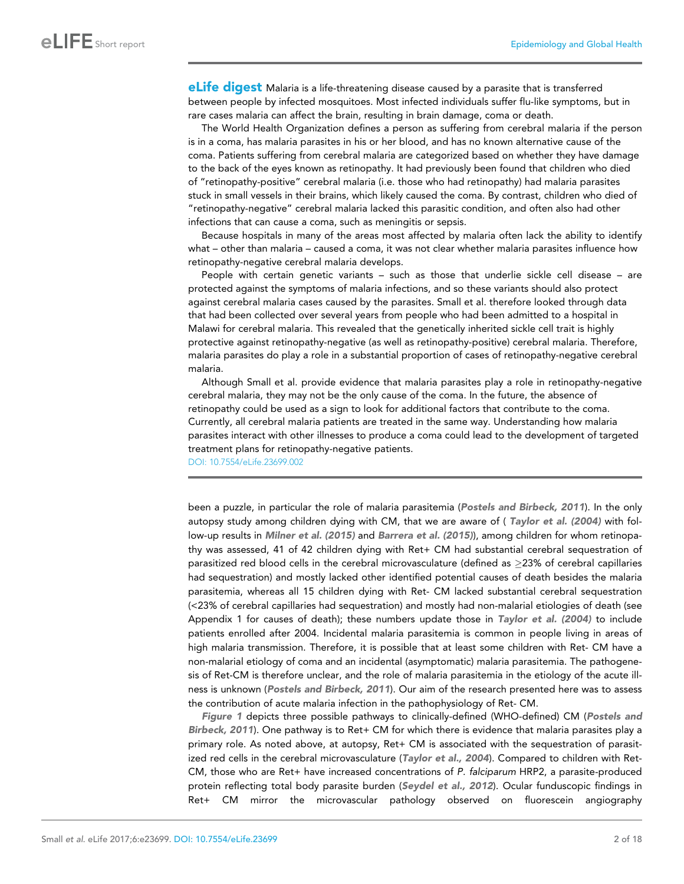**eLife digest** Malaria is a life-threatening disease caused by a parasite that is transferred between people by infected mosquitoes. Most infected individuals suffer flu-like symptoms, but in rare cases malaria can affect the brain, resulting in brain damage, coma or death.

The World Health Organization defines a person as suffering from cerebral malaria if the person is in a coma, has malaria parasites in his or her blood, and has no known alternative cause of the coma. Patients suffering from cerebral malaria are categorized based on whether they have damage to the back of the eyes known as retinopathy. It had previously been found that children who died of "retinopathy-positive" cerebral malaria (i.e. those who had retinopathy) had malaria parasites stuck in small vessels in their brains, which likely caused the coma. By contrast, children who died of "retinopathy-negative" cerebral malaria lacked this parasitic condition, and often also had other infections that can cause a coma, such as meningitis or sepsis.

Because hospitals in many of the areas most affected by malaria often lack the ability to identify what – other than malaria – caused a coma, it was not clear whether malaria parasites influence how retinopathy-negative cerebral malaria develops.

People with certain genetic variants – such as those that underlie sickle cell disease – are protected against the symptoms of malaria infections, and so these variants should also protect against cerebral malaria cases caused by the parasites. Small et al. therefore looked through data that had been collected over several years from people who had been admitted to a hospital in Malawi for cerebral malaria. This revealed that the genetically inherited sickle cell trait is highly protective against retinopathy-negative (as well as retinopathy-positive) cerebral malaria. Therefore, malaria parasites do play a role in a substantial proportion of cases of retinopathy-negative cerebral malaria.

Although Small et al. provide evidence that malaria parasites play a role in retinopathy-negative cerebral malaria, they may not be the only cause of the coma. In the future, the absence of retinopathy could be used as a sign to look for additional factors that contribute to the coma. Currently, all cerebral malaria patients are treated in the same way. Understanding how malaria parasites interact with other illnesses to produce a coma could lead to the development of targeted treatment plans for retinopathy-negative patients.

DOI: 10.7554/eLife.23699.002

been a puzzle, in particular the role of malaria parasitemia (*Postels and Birbeck, 2011*). In the only autopsy study among children dying with CM, that we are aware of ( *Taylor et al. (2004)* with follow-up results in *Milner et al. (2015)* and *Barrera et al. (2015)*), among children for whom retinopathy was assessed, 41 of 42 children dying with Ret+ CM had substantial cerebral sequestration of parasitized red blood cells in the cerebral microvasculature (defined as $\geq$23% of cerebral capillaries had sequestration) and mostly lacked other identified potential causes of death besides the malaria parasitemia, whereas all 15 children dying with Ret- CM lacked substantial cerebral sequestration (<23% of cerebral capillaries had sequestration) and mostly had non-malarial etiologies of death (see Appendix 1 for causes of death); these numbers update those in *Taylor et al. (2004)* to include patients enrolled after 2004. Incidental malaria parasitemia is common in people living in areas of high malaria transmission. Therefore, it is possible that at least some children with Ret- CM have a non-malarial etiology of coma and an incidental (asymptomatic) malaria parasitemia. The pathogenesis of Ret-CM is therefore unclear, and the role of malaria parasitemia in the etiology of the acute illness is unknown (*Postels and Birbeck, 2011*). Our aim of the research presented here was to assess the contribution of acute malaria infection in the pathophysiology of Ret- CM.

*Figure 1* depicts three possible pathways to clinically-defined (WHO-defined) CM (*Postels and Birbeck, 2011*). One pathway is to Ret+ CM for which there is evidence that malaria parasites play a primary role. As noted above, at autopsy, Ret+ CM is associated with the sequestration of parasitized red cells in the cerebral microvasculature (*Taylor et al., 2004*). Compared to children with Ret- CM, those who are Ret+ have increased concentrations of *P. falciparum* HRP2, a parasite-produced protein reflecting total body parasite burden (*Seydel et al., 2012*). Ocular funduscopic findings in Ret+ CM mirror the microvascular pathology observed on fluorescein angiography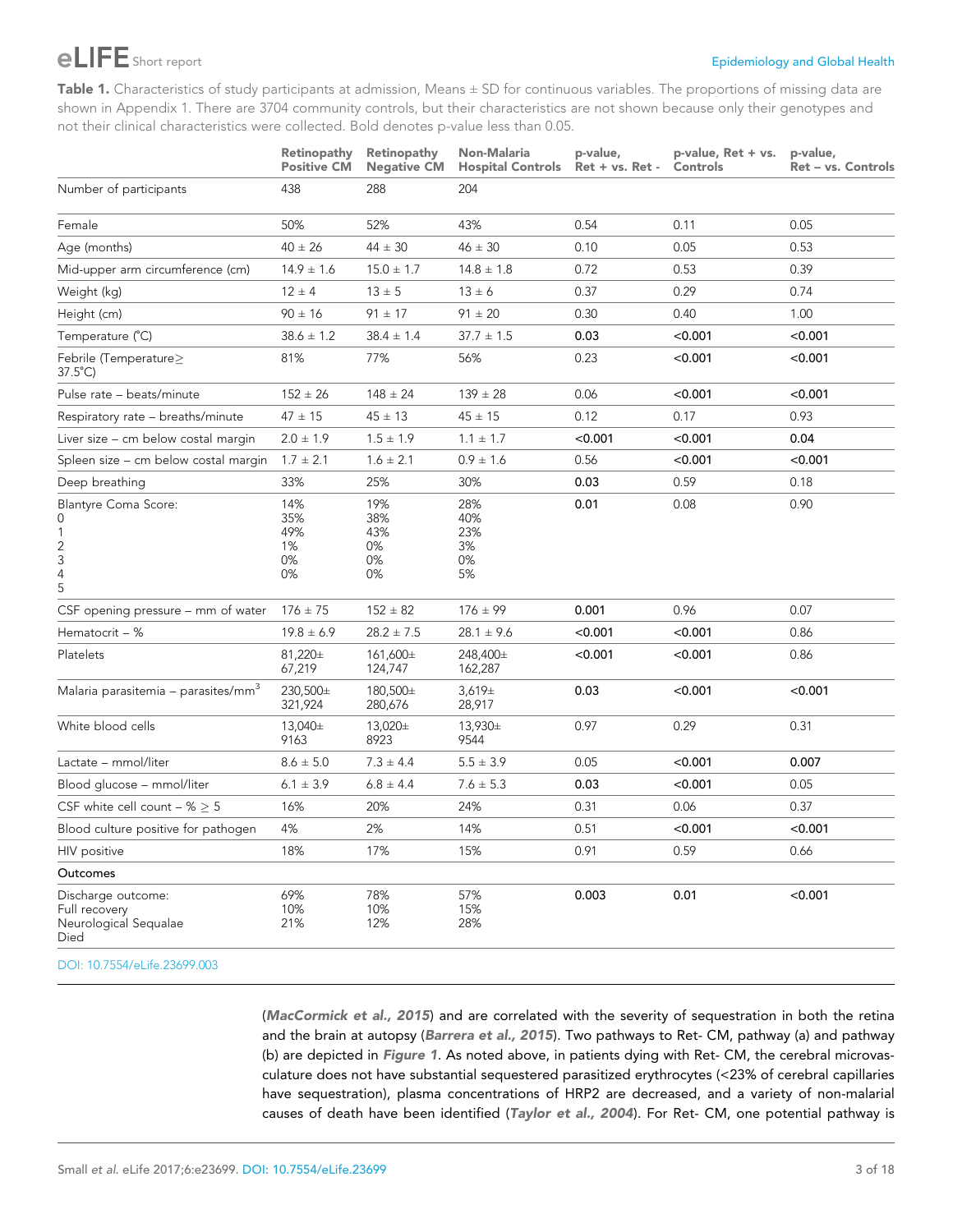**Table 1.** Characteristics of study participants at admission, Means ± SD for continuous variables. The proportions of missing data are shown in Appendix 1. There are 3704 community controls, but their characteristics are not shown because only their genotypes and not their clinical characteristics were collected. Bold denotes p-value less than 0.05.

| | Retinopathy Positive CM | Retinopathy Negative CM | Non-Malaria Hospital Controls | p-value, Ret + vs. Ret - | p-value, Ret + vs. Controls | p-value, Ret – vs. Controls |
|---|---|---|---|---|---|---|
| Number of participants | 438 | 288 | 204 | | | |
| Female | 50% | 52% | 43% | 0.54 | 0.11 | 0.05 |
| Age (months) | 40 ± 26 | 44 ± 30 | 46 ± 30 | 0.10 | 0.05 | 0.53 |
| Mid-upper arm circumference (cm) | 14.9 ± 1.6 | 15.0 ± 1.7 | 14.8 ± 1.8 | 0.72 | 0.53 | 0.39 |
| Weight (kg) | 12 ± 4 | 13 ± 5 | 13 ± 6 | 0.37 | 0.29 | 0.74 |
| Height (cm) | 90 ± 16 | 91 ± 17 | 91 ± 20 | 0.30 | 0.40 | 1.00 |
| Temperature (°C) | 38.6 ± 1.2 | 38.4 ± 1.4 | 37.7 ± 1.5 | **0.03** | **<0.001** | **<0.001** |
| Febrile (Temperature≥ 37.5°C) | 81% | 77% | 56% | 0.23 | **<0.001** | **<0.001** |
| Pulse rate – beats/minute | 152 ± 26 | 148 ± 24 | 139 ± 28 | 0.06 | **<0.001** | **<0.001** |
| Respiratory rate – breaths/minute | 47 ± 15 | 45 ± 13 | 45 ± 15 | 0.12 | 0.17 | 0.93 |
| Liver size – cm below costal margin | 2.0 ± 1.9 | 1.5 ± 1.9 | 1.1 ± 1.7 | **<0.001** | **<0.001** | **0.04** |
| Spleen size – cm below costal margin | 1.7 ± 2.1 | 1.6 ± 2.1 | 0.9 ± 1.6 | 0.56 | **<0.001** | **<0.001** |
| Deep breathing | 33% | 25% | 30% | **0.03** | 0.59 | 0.18 |
| Blantyre Coma Score:<br>0<br>1<br>2<br>3<br>4<br>5 | 14%<br>35%<br>49%<br>1%<br>0%<br>0% | 19%<br>38%<br>43%<br>0%<br>0%<br>0% | 28%<br>40%<br>23%<br>3%<br>0%<br>5% | **0.01** | 0.08 | 0.90 |
| CSF opening pressure – mm of water | 176 ± 75 | 152 ± 82 | 176 ± 99 | **0.001** | 0.96 | 0.07 |
| Hematocrit – % | 19.8 ± 6.9 | 28.2 ± 7.5 | 28.1 ± 9.6 | **<0.001** | **<0.001** | 0.86 |
| Platelets | 81,220± 67,219 | 161,600± 124,747 | 248,400± 162,287 | **<0.001** | **<0.001** | 0.86 |
| Malaria parasitemia – parasites/mm$^3$ | 230,500± 321,924 | 180,500± 280,676 | 3,619± 28,917 | **0.03** | **<0.001** | **<0.001** |
| White blood cells | 13,040± 9163 | 13,020± 8923 | 13,930± 9544 | 0.97 | 0.29 | 0.31 |
| Lactate – mmol/liter | 8.6 ± 5.0 | 7.3 ± 4.4 | 5.5 ± 3.9 | 0.05 | **<0.001** | **0.007** |
| Blood glucose – mmol/liter | 6.1 ± 3.9 | 6.8 ± 4.4 | 7.6 ± 5.3 | **0.03** | **<0.001** | 0.05 |
| CSF white cell count – % ≥ 5 | 16% | 20% | 24% | 0.31 | 0.06 | 0.37 |
| Blood culture positive for pathogen | 4% | 2% | 14% | 0.51 | **<0.001** | **<0.001** |
| HIV positive | 18% | 17% | 15% | 0.91 | 0.59 | 0.66 |
| **Outcomes** | | | | | | |
| Discharge outcome:<br>Full recovery<br>Neurological Sequalae<br>Died | 69%<br>10%<br>21% | 78%<br>10%<br>12% | 57%<br>15%<br>28% | **0.003** | **0.01** | **<0.001** |

DOI: 10.7554/eLife.23699.003

(*MacCormick et al., 2015*) and are correlated with the severity of sequestration in both the retina and the brain at autopsy (*Barrera et al., 2015*). Two pathways to Ret- CM, pathway (a) and pathway (b) are depicted in *Figure 1*. As noted above, in patients dying with Ret- CM, the cerebral microvasculature does not have substantial sequestered parasitized erythrocytes (<23% of cerebral capillaries have sequestration), plasma concentrations of HRP2 are decreased, and a variety of non-malarial causes of death have been identified (*Taylor et al., 2004*). For Ret- CM, one potential pathway is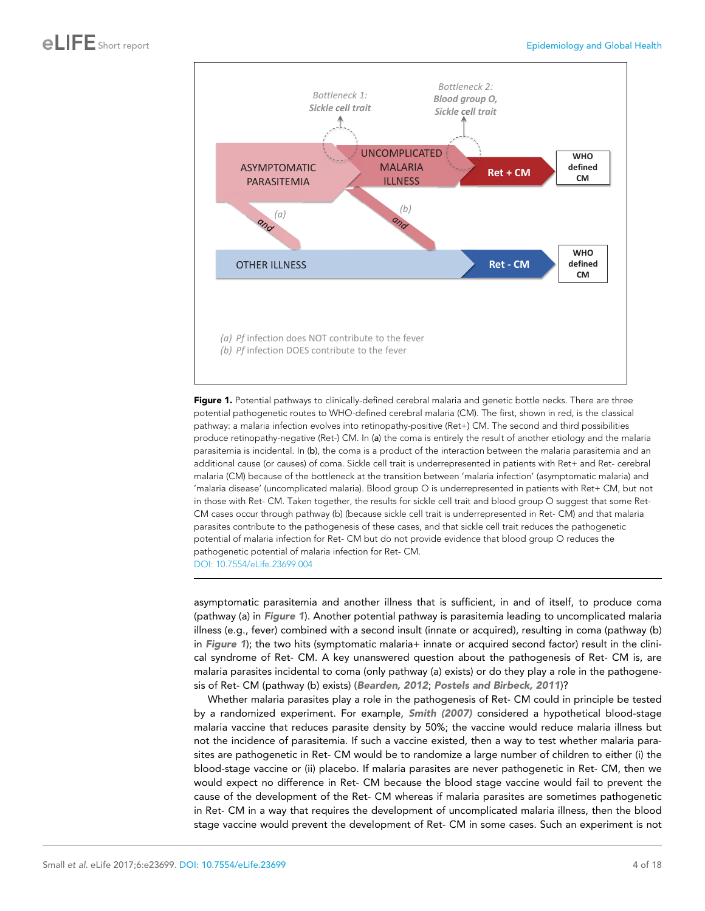**Figure 1.** Potential pathways to clinically-defined cerebral malaria and genetic bottle necks. There are three potential pathogenetic routes to WHO-defined cerebral malaria (CM). The first, shown in red, is the classical pathway: a malaria infection evolves into retinopathy-positive (Ret+) CM. The second and third possibilities produce retinopathy-negative (Ret-) CM. In (a) the coma is entirely the result of another etiology and the malaria parasitemia is incidental. In (b), the coma is a product of the interaction between the malaria parasitemia and an additional cause (or causes) of coma. Sickle cell trait is underrepresented in patients with Ret+ and Ret- cerebral malaria (CM) because of the bottleneck at the transition between 'malaria infection' (asymptomatic malaria) and 'malaria disease' (uncomplicated malaria). Blood group O is underrepresented in patients with Ret+ CM, but not in those with Ret- CM. Taken together, the results for sickle cell trait and blood group O suggest that some Ret- CM cases occur through pathway (b) (because sickle cell trait is underrepresented in Ret- CM) and that malaria parasites contribute to the pathogenesis of these cases, and that sickle cell trait reduces the pathogenetic potential of malaria infection for Ret- CM but do not provide evidence that blood group O reduces the pathogenetic potential of malaria infection for Ret- CM.

DOI: 10.7554/eLife.23699.004

asymptomatic parasitemia and another illness that is sufficient, in and of itself, to produce coma (pathway (a) in *Figure 1*). Another potential pathway is parasitemia leading to uncomplicated malaria illness (e.g., fever) combined with a second insult (innate or acquired), resulting in coma (pathway (b) in *Figure 1*); the two hits (symptomatic malaria+ innate or acquired second factor) result in the clinical syndrome of Ret- CM. A key unanswered question about the pathogenesis of Ret- CM is, are malaria parasites incidental to coma (only pathway (a) exists) or do they play a role in the pathogenesis of Ret- CM (pathway (b) exists) (*Bearden, 2012*; *Postels and Birbeck, 2011*)?

Whether malaria parasites play a role in the pathogenesis of Ret- CM could in principle be tested by a randomized experiment. For example, *Smith (2007)* considered a hypothetical blood-stage malaria vaccine that reduces parasite density by 50%; the vaccine would reduce malaria illness but not the incidence of parasitemia. If such a vaccine existed, then a way to test whether malaria parasites are pathogenetic in Ret- CM would be to randomize a large number of children to either (i) the blood-stage vaccine or (ii) placebo. If malaria parasites are never pathogenetic in Ret- CM, then we would expect no difference in Ret- CM because the blood stage vaccine would fail to prevent the cause of the development of the Ret- CM whereas if malaria parasites are sometimes pathogenetic in Ret- CM in a way that requires the development of uncomplicated malaria illness, then the blood stage vaccine would prevent the development of Ret- CM in some cases. Such an experiment is not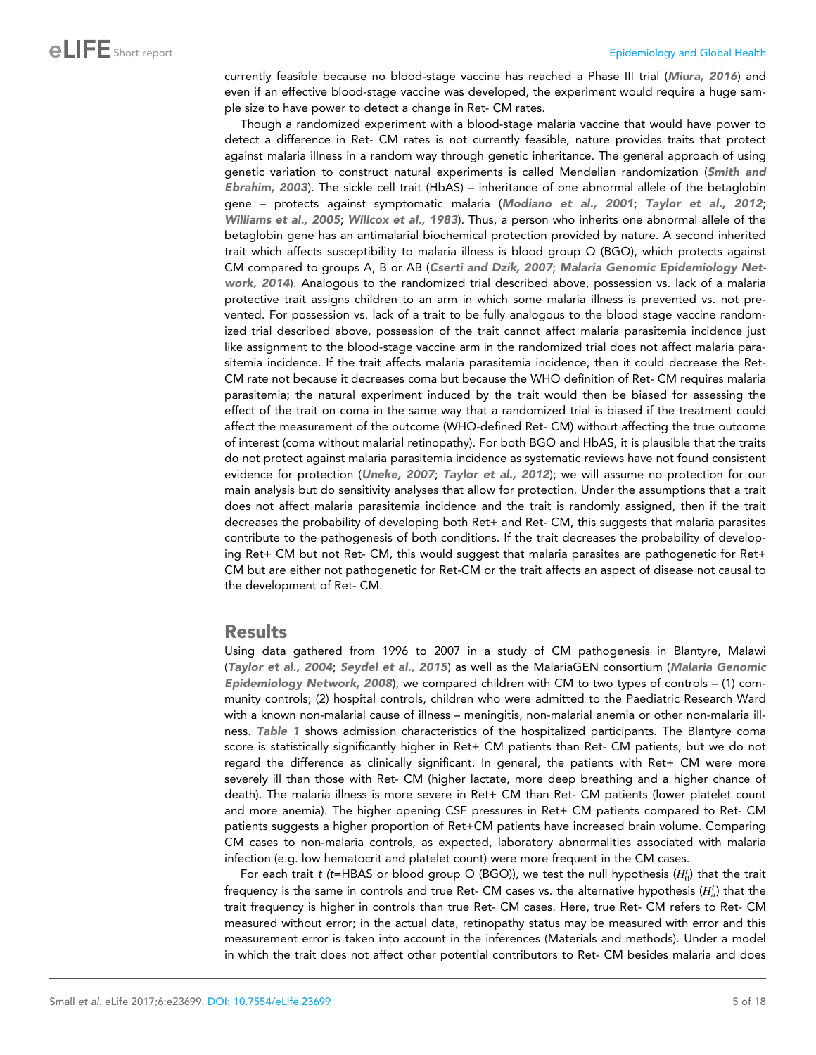currently feasible because no blood-stage vaccine has reached a Phase III trial (*Miura, 2016*) and even if an effective blood-stage vaccine was developed, the experiment would require a huge sample size to have power to detect a change in Ret- CM rates.

Though a randomized experiment with a blood-stage malaria vaccine that would have power to detect a difference in Ret- CM rates is not currently feasible, nature provides traits that protect against malaria illness in a random way through genetic inheritance. The general approach of using genetic variation to construct natural experiments is called Mendelian randomization (*Smith and Ebrahim, 2003*). The sickle cell trait (HbAS) – inheritance of one abnormal allele of the betaglobin gene – protects against symptomatic malaria (*Modiano et al., 2001*; *Taylor et al., 2012*; *Williams et al., 2005*; *Willcox et al., 1983*). Thus, a person who inherits one abnormal allele of the betaglobin gene has an antimalarial biochemical protection provided by nature. A second inherited trait which affects susceptibility to malaria illness is blood group O (BGO), which protects against CM compared to groups A, B or AB (*Cserti and Dzik, 2007*; *Malaria Genomic Epidemiology Network, 2014*). Analogous to the randomized trial described above, possession vs. lack of a malaria protective trait assigns children to an arm in which some malaria illness is prevented vs. not prevented. For possession vs. lack of a trait to be fully analogous to the blood stage vaccine randomized trial described above, possession of the trait cannot affect malaria parasitemia incidence just like assignment to the blood-stage vaccine arm in the randomized trial does not affect malaria parasitemia incidence. If the trait affects malaria parasitemia incidence, then it could decrease the Ret- CM rate not because it decreases coma but because the WHO definition of Ret- CM requires malaria parasitemia; the natural experiment induced by the trait would then be biased for assessing the effect of the trait on coma in the same way that a randomized trial is biased if the treatment could affect the measurement of the outcome (WHO-defined Ret- CM) without affecting the true outcome of interest (coma without malarial retinopathy). For both BGO and HbAS, it is plausible that the traits do not protect against malaria parasitemia incidence as systematic reviews have not found consistent evidence for protection (*Uneke, 2007*; *Taylor et al., 2012*); we will assume no protection for our main analysis but do sensitivity analyses that allow for protection. Under the assumptions that a trait does not affect malaria parasitemia incidence and the trait is randomly assigned, then if the trait decreases the probability of developing both Ret+ and Ret- CM, this suggests that malaria parasites contribute to the pathogenesis of both conditions. If the trait decreases the probability of developing Ret+ CM but not Ret- CM, this would suggest that malaria parasites are pathogenetic for Ret+ CM but are either not pathogenetic for Ret-CM or the trait affects an aspect of disease not causal to the development of Ret- CM.

## Results

Using data gathered from 1996 to 2007 in a study of CM pathogenesis in Blantyre, Malawi (*Taylor et al., 2004*; *Seydel et al., 2015*) as well as the MalariaGEN consortium (*Malaria Genomic Epidemiology Network, 2008*), we compared children with CM to two types of controls – (1) community controls; (2) hospital controls, children who were admitted to the Paediatric Research Ward with a known non-malarial cause of illness – meningitis, non-malarial anemia or other non-malaria illness. *Table 1* shows admission characteristics of the hospitalized participants. The Blantyre coma score is statistically significantly higher in Ret+ CM patients than Ret- CM patients, but we do not regard the difference as clinically significant. In general, the patients with Ret+ CM were more severely ill than those with Ret- CM (higher lactate, more deep breathing and a higher chance of death). The malaria illness is more severe in Ret+ CM than Ret- CM patients (lower platelet count and more anemia). The higher opening CSF pressures in Ret+ CM patients compared to Ret- CM patients suggests a higher proportion of Ret+CM patients have increased brain volume. Comparing CM cases to non-malaria controls, as expected, laboratory abnormalities associated with malaria infection (e.g. low hematocrit and platelet count) were more frequent in the CM cases.

For each trait $t$ ($t$=HBAS or blood group O (BGO)), we test the null hypothesis ($H_0^t$) that the trait frequency is the same in controls and true Ret- CM cases vs. the alternative hypothesis ($H_a^t$) that the trait frequency is higher in controls than true Ret- CM cases. Here, true Ret- CM refers to Ret- CM measured without error; in the actual data, retinopathy status may be measured with error and this measurement error is taken into account in the inferences (Materials and methods). Under a model in which the trait does not affect other potential contributors to Ret- CM besides malaria and does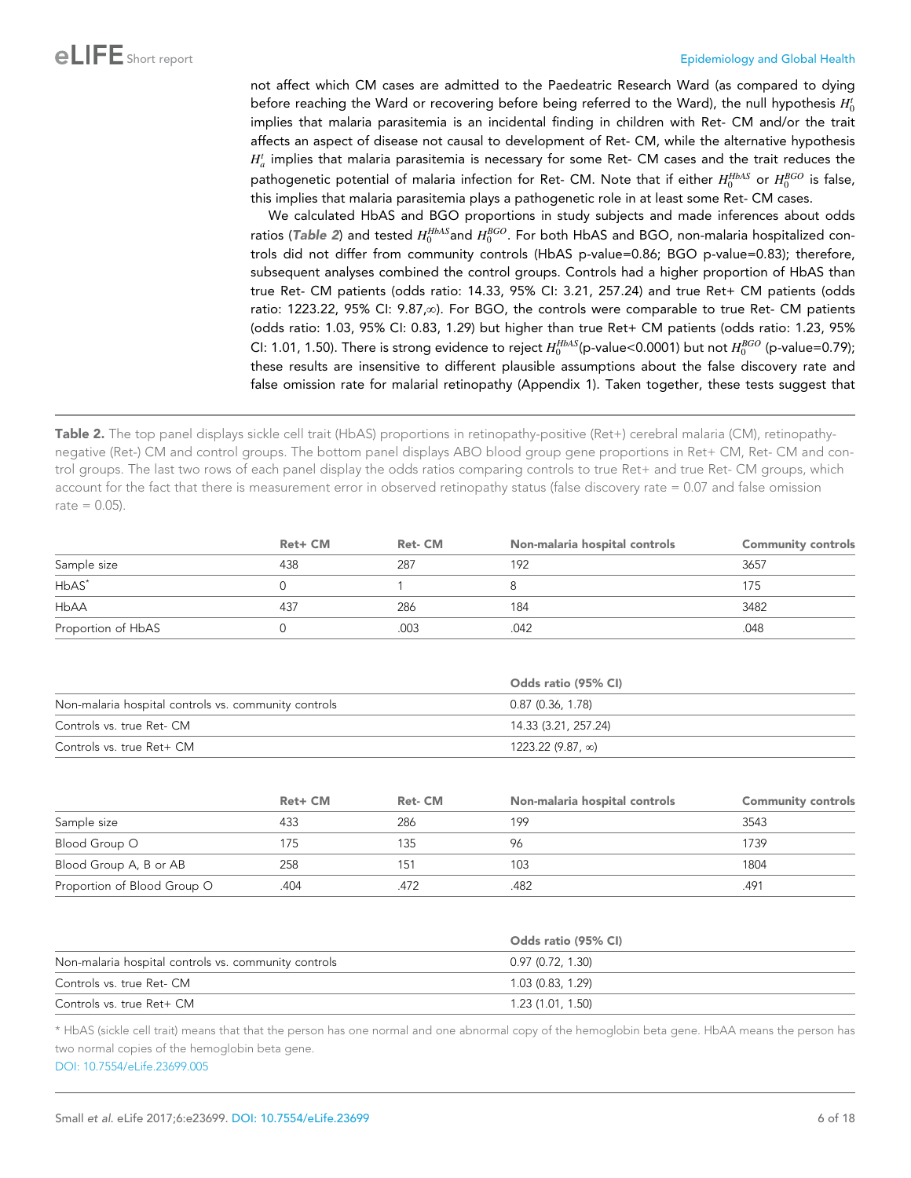not affect which CM cases are admitted to the Paedeatric Research Ward (as compared to dying before reaching the Ward or recovering before being referred to the Ward), the null hypothesis $H_0^t$ implies that malaria parasitemia is an incidental finding in children with Ret- CM and/or the trait affects an aspect of disease not causal to development of Ret- CM, while the alternative hypothesis $H_a^t$ implies that malaria parasitemia is necessary for some Ret- CM cases and the trait reduces the pathogenetic potential of malaria infection for Ret- CM. Note that if either $H_0^{HbAS}$ or $H_0^{BGO}$ is false, this implies that malaria parasitemia plays a pathogenetic role in at least some Ret- CM cases.

We calculated HbAS and BGO proportions in study subjects and made inferences about odds ratios (**Table 2**) and tested $H_0^{HbAS}$ and $H_0^{BGO}$. For both HbAS and BGO, non-malaria hospitalized controls did not differ from community controls (HbAS p-value=0.86; BGO p-value=0.83); therefore, subsequent analyses combined the control groups. Controls had a higher proportion of HbAS than true Ret- CM patients (odds ratio: 14.33, 95% CI: 3.21, 257.24) and true Ret+ CM patients (odds ratio: 1223.22, 95% CI: 9.87,∞). For BGO, the controls were comparable to true Ret- CM patients (odds ratio: 1.03, 95% CI: 0.83, 1.29) but higher than true Ret+ CM patients (odds ratio: 1.23, 95% CI: 1.01, 1.50). There is strong evidence to reject $H_0^{HbAS}$(p-value<0.0001) but not $H_0^{BGO}$ (p-value=0.79); these results are insensitive to different plausible assumptions about the false discovery rate and false omission rate for malarial retinopathy (Appendix 1). Taken together, these tests suggest that

**Table 2.** The top panel displays sickle cell trait (HbAS) proportions in retinopathy-positive (Ret+) cerebral malaria (CM), retinopathy-negative (Ret-) CM and control groups. The bottom panel displays ABO blood group gene proportions in Ret+ CM, Ret- CM and control groups. The last two rows of each panel display the odds ratios comparing controls to true Ret+ and true Ret- CM groups, which account for the fact that there is measurement error in observed retinopathy status (false discovery rate = 0.07 and false omission rate = 0.05).

| | Ret+ CM | Ret- CM | Non-malaria hospital controls | Community controls |
|---|---|---|---|---|
| Sample size | 438 | 287 | 192 | 3657 |
| HbAS* | 0 | 1 | 8 | 175 |
| HbAA | 437 | 286 | 184 | 3482 |
| Proportion of HbAS | 0 | .003 | .042 | .048 |

| | Odds ratio (95% CI) |
|---|---|
| Non-malaria hospital controls vs. community controls | 0.87 (0.36, 1.78) |
| Controls vs. true Ret- CM | 14.33 (3.21, 257.24) |
| Controls vs. true Ret+ CM | 1223.22 (9.87, ∞) |

| | Ret+ CM | Ret- CM | Non-malaria hospital controls | Community controls |
|---|---|---|---|---|
| Sample size | 433 | 286 | 199 | 3543 |
| Blood Group O | 175 | 135 | 96 | 1739 |
| Blood Group A, B or AB | 258 | 151 | 103 | 1804 |
| Proportion of Blood Group O | .404 | .472 | .482 | .491 |

| | Odds ratio (95% CI) |
|---|---|
| Non-malaria hospital controls vs. community controls | 0.97 (0.72, 1.30) |
| Controls vs. true Ret- CM | 1.03 (0.83, 1.29) |
| Controls vs. true Ret+ CM | 1.23 (1.01, 1.50) |

* HbAS (sickle cell trait) means that that the person has one normal and one abnormal copy of the hemoglobin beta gene. HbAA means the person has two normal copies of the hemoglobin beta gene.

DOI: 10.7554/eLife.23699.005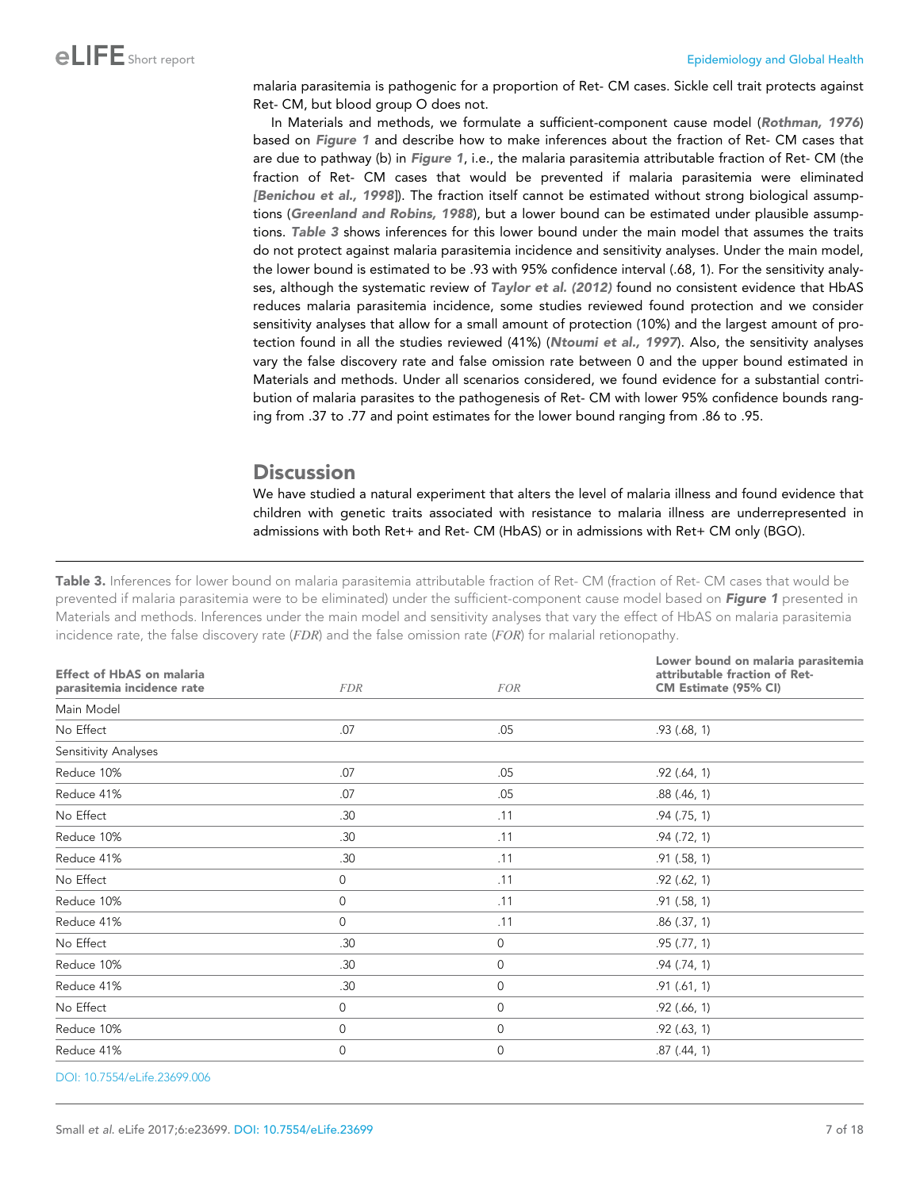malaria parasitemia is pathogenic for a proportion of Ret- CM cases. Sickle cell trait protects against Ret- CM, but blood group O does not.

In Materials and methods, we formulate a sufficient-component cause model (*Rothman, 1976*) based on *Figure 1* and describe how to make inferences about the fraction of Ret- CM cases that are due to pathway (b) in *Figure 1*, i.e., the malaria parasitemia attributable fraction of Ret- CM (the fraction of Ret- CM cases that would be prevented if malaria parasitemia were eliminated *[Benichou et al., 1998]*). The fraction itself cannot be estimated without strong biological assumptions (*Greenland and Robins, 1988*), but a lower bound can be estimated under plausible assumptions. *Table 3* shows inferences for this lower bound under the main model that assumes the traits do not protect against malaria parasitemia incidence and sensitivity analyses. Under the main model, the lower bound is estimated to be .93 with 95% confidence interval (.68, 1). For the sensitivity analyses, although the systematic review of *Taylor et al. (2012)* found no consistent evidence that HbAS reduces malaria parasitemia incidence, some studies reviewed found protection and we consider sensitivity analyses that allow for a small amount of protection (10%) and the largest amount of protection found in all the studies reviewed (41%) (*Ntoumi et al., 1997*). Also, the sensitivity analyses vary the false discovery rate and false omission rate between 0 and the upper bound estimated in Materials and methods. Under all scenarios considered, we found evidence for a substantial contribution of malaria parasites to the pathogenesis of Ret- CM with lower 95% confidence bounds ranging from .37 to .77 and point estimates for the lower bound ranging from .86 to .95.

## Discussion

We have studied a natural experiment that alters the level of malaria illness and found evidence that children with genetic traits associated with resistance to malaria illness are underrepresented in admissions with both Ret+ and Ret- CM (HbAS) or in admissions with Ret+ CM only (BGO).

**Table 3.** Inferences for lower bound on malaria parasitemia attributable fraction of Ret- CM (fraction of Ret- CM cases that would be prevented if malaria parasitemia were to be eliminated) under the sufficient-component cause model based on *Figure 1* presented in Materials and methods. Inferences under the main model and sensitivity analyses that vary the effect of HbAS on malaria parasitemia incidence rate, the false discovery rate (*FDR*) and the false omission rate (*FOR*) for malarial retionopathy.

| Effect of HbAS on malaria parasitemia incidence rate | *FDR* | *FOR* | Lower bound on malaria parasitemia attributable fraction of Ret- CM Estimate (95% CI) |
|---|---|---|---|
| Main Model | | | |
| No Effect | .07 | .05 | .93 (.68, 1) |
| Sensitivity Analyses | | | |
| Reduce 10% | .07 | .05 | .92 (.64, 1) |
| Reduce 41% | .07 | .05 | .88 (.46, 1) |
| No Effect | .30 | .11 | .94 (.75, 1) |
| Reduce 10% | .30 | .11 | .94 (.72, 1) |
| Reduce 41% | .30 | .11 | .91 (.58, 1) |
| No Effect | 0 | .11 | .92 (.62, 1) |
| Reduce 10% | 0 | .11 | .91 (.58, 1) |
| Reduce 41% | 0 | .11 | .86 (.37, 1) |
| No Effect | .30 | 0 | .95 (.77, 1) |
| Reduce 10% | .30 | 0 | .94 (.74, 1) |
| Reduce 41% | .30 | 0 | .91 (.61, 1) |
| No Effect | 0 | 0 | .92 (.66, 1) |
| Reduce 10% | 0 | 0 | .92 (.63, 1) |
| Reduce 41% | 0 | 0 | .87 (.44, 1) |

DOI: 10.7554/eLife.23699.006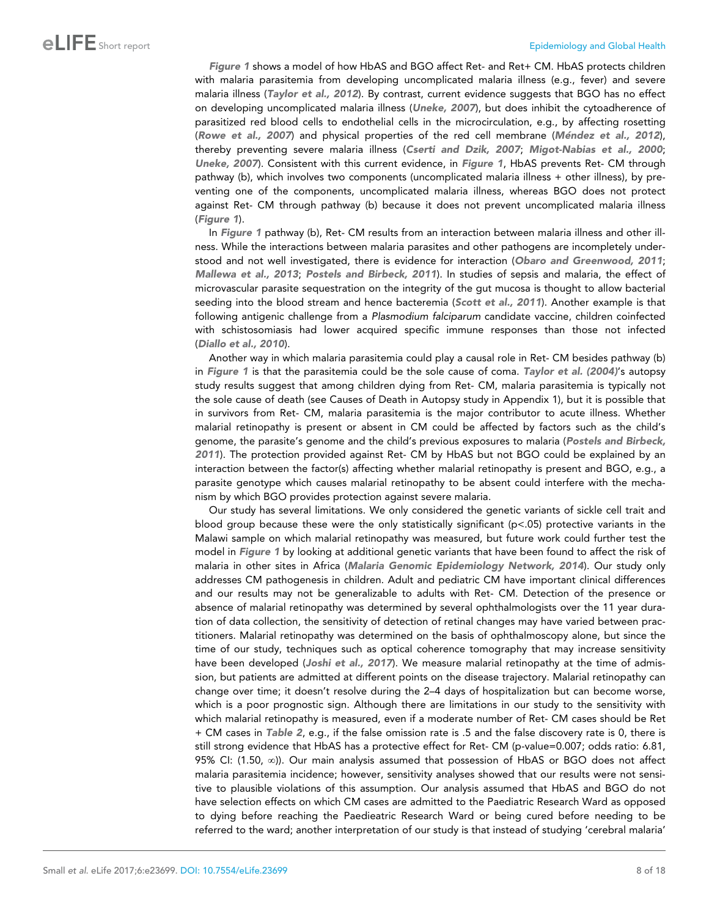*Figure 1* shows a model of how HbAS and BGO affect Ret- and Ret+ CM. HbAS protects children with malaria parasitemia from developing uncomplicated malaria illness (e.g., fever) and severe malaria illness (*Taylor et al., 2012*). By contrast, current evidence suggests that BGO has no effect on developing uncomplicated malaria illness (*Uneke, 2007*), but does inhibit the cytoadherence of parasitized red blood cells to endothelial cells in the microcirculation, e.g., by affecting rosetting (*Rowe et al., 2007*) and physical properties of the red cell membrane (*Méndez et al., 2012*), thereby preventing severe malaria illness (*Cserti and Dzik, 2007*; *Migot-Nabias et al., 2000*; *Uneke, 2007*). Consistent with this current evidence, in *Figure 1*, HbAS prevents Ret- CM through pathway (b), which involves two components (uncomplicated malaria illness + other illness), by preventing one of the components, uncomplicated malaria illness, whereas BGO does not protect against Ret- CM through pathway (b) because it does not prevent uncomplicated malaria illness (*Figure 1*).

In *Figure 1* pathway (b), Ret- CM results from an interaction between malaria illness and other illness. While the interactions between malaria parasites and other pathogens are incompletely understood and not well investigated, there is evidence for interaction (*Obaro and Greenwood, 2011*; *Mallewa et al., 2013*; *Postels and Birbeck, 2011*). In studies of sepsis and malaria, the effect of microvascular parasite sequestration on the integrity of the gut mucosa is thought to allow bacterial seeding into the blood stream and hence bacteremia (*Scott et al., 2011*). Another example is that following antigenic challenge from a *Plasmodium falciparum* candidate vaccine, children coinfected with schistosomiasis had lower acquired specific immune responses than those not infected (*Diallo et al., 2010*).

Another way in which malaria parasitemia could play a causal role in Ret- CM besides pathway (b) in *Figure 1* is that the parasitemia could be the sole cause of coma. *Taylor et al. (2004)*'s autopsy study results suggest that among children dying from Ret- CM, malaria parasitemia is typically not the sole cause of death (see Causes of Death in Autopsy study in Appendix 1), but it is possible that in survivors from Ret- CM, malaria parasitemia is the major contributor to acute illness. Whether malarial retinopathy is present or absent in CM could be affected by factors such as the child's genome, the parasite's genome and the child's previous exposures to malaria (*Postels and Birbeck, 2011*). The protection provided against Ret- CM by HbAS but not BGO could be explained by an interaction between the factor(s) affecting whether malarial retinopathy is present and BGO, e.g., a parasite genotype which causes malarial retinopathy to be absent could interfere with the mechanism by which BGO provides protection against severe malaria.

Our study has several limitations. We only considered the genetic variants of sickle cell trait and blood group because these were the only statistically significant ($p<.05$) protective variants in the Malawi sample on which malarial retinopathy was measured, but future work could further test the model in *Figure 1* by looking at additional genetic variants that have been found to affect the risk of malaria in other sites in Africa (*Malaria Genomic Epidemiology Network, 2014*). Our study only addresses CM pathogenesis in children. Adult and pediatric CM have important clinical differences and our results may not be generalizable to adults with Ret- CM. Detection of the presence or absence of malarial retinopathy was determined by several ophthalmologists over the 11 year duration of data collection, the sensitivity of detection of retinal changes may have varied between practitioners. Malarial retinopathy was determined on the basis of ophthalmoscopy alone, but since the time of our study, techniques such as optical coherence tomography that may increase sensitivity have been developed (*Joshi et al., 2017*). We measure malarial retinopathy at the time of admission, but patients are admitted at different points on the disease trajectory. Malarial retinopathy can change over time; it doesn't resolve during the 2–4 days of hospitalization but can become worse, which is a poor prognostic sign. Although there are limitations in our study to the sensitivity with which malarial retinopathy is measured, even if a moderate number of Ret- CM cases should be Ret + CM cases in *Table 2*, e.g., if the false omission rate is .5 and the false discovery rate is 0, there is still strong evidence that HbAS has a protective effect for Ret- CM (p-value=0.007; odds ratio: 6.81, 95% CI: (1.50, $\infty$)). Our main analysis assumed that possession of HbAS or BGO does not affect malaria parasitemia incidence; however, sensitivity analyses showed that our results were not sensitive to plausible violations of this assumption. Our analysis assumed that HbAS and BGO do not have selection effects on which CM cases are admitted to the Paediatric Research Ward as opposed to dying before reaching the Paedieatric Research Ward or being cured before needing to be referred to the ward; another interpretation of our study is that instead of studying 'cerebral malaria'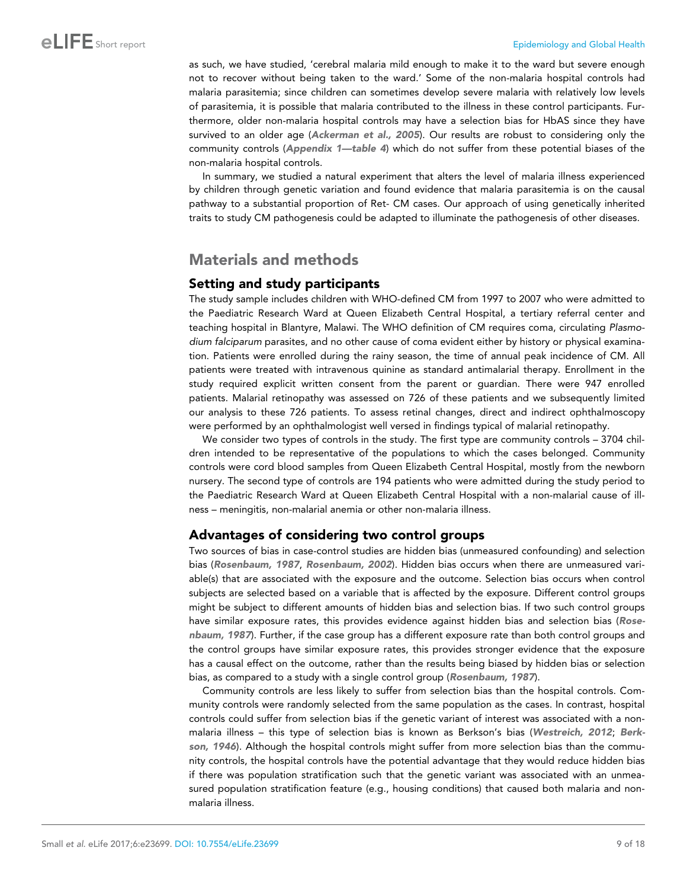as such, we have studied, 'cerebral malaria mild enough to make it to the ward but severe enough not to recover without being taken to the ward.' Some of the non-malaria hospital controls had malaria parasitemia; since children can sometimes develop severe malaria with relatively low levels of parasitemia, it is possible that malaria contributed to the illness in these control participants. Furthermore, older non-malaria hospital controls may have a selection bias for HbAS since they have survived to an older age (**Ackerman et al., 2005**). Our results are robust to considering only the community controls (**Appendix 1—table 4**) which do not suffer from these potential biases of the non-malaria hospital controls.

In summary, we studied a natural experiment that alters the level of malaria illness experienced by children through genetic variation and found evidence that malaria parasitemia is on the causal pathway to a substantial proportion of Ret- CM cases. Our approach of using genetically inherited traits to study CM pathogenesis could be adapted to illuminate the pathogenesis of other diseases.

## Materials and methods

### Setting and study participants

The study sample includes children with WHO-defined CM from 1997 to 2007 who were admitted to the Paediatric Research Ward at Queen Elizabeth Central Hospital, a tertiary referral center and teaching hospital in Blantyre, Malawi. The WHO definition of CM requires coma, circulating *Plasmodium falciparum* parasites, and no other cause of coma evident either by history or physical examination. Patients were enrolled during the rainy season, the time of annual peak incidence of CM. All patients were treated with intravenous quinine as standard antimalarial therapy. Enrollment in the study required explicit written consent from the parent or guardian. There were 947 enrolled patients. Malarial retinopathy was assessed on 726 of these patients and we subsequently limited our analysis to these 726 patients. To assess retinal changes, direct and indirect ophthalmoscopy were performed by an ophthalmologist well versed in findings typical of malarial retinopathy.

We consider two types of controls in the study. The first type are community controls – 3704 children intended to be representative of the populations to which the cases belonged. Community controls were cord blood samples from Queen Elizabeth Central Hospital, mostly from the newborn nursery. The second type of controls are 194 patients who were admitted during the study period to the Paediatric Research Ward at Queen Elizabeth Central Hospital with a non-malarial cause of illness – meningitis, non-malarial anemia or other non-malaria illness.

### Advantages of considering two control groups

Two sources of bias in case-control studies are hidden bias (unmeasured confounding) and selection bias (**Rosenbaum, 1987**, **Rosenbaum, 2002**). Hidden bias occurs when there are unmeasured variable(s) that are associated with the exposure and the outcome. Selection bias occurs when control subjects are selected based on a variable that is affected by the exposure. Different control groups might be subject to different amounts of hidden bias and selection bias. If two such control groups have similar exposure rates, this provides evidence against hidden bias and selection bias (**Rosenbaum, 1987**). Further, if the case group has a different exposure rate than both control groups and the control groups have similar exposure rates, this provides stronger evidence that the exposure has a causal effect on the outcome, rather than the results being biased by hidden bias or selection bias, as compared to a study with a single control group (**Rosenbaum, 1987**).

Community controls are less likely to suffer from selection bias than the hospital controls. Community controls were randomly selected from the same population as the cases. In contrast, hospital controls could suffer from selection bias if the genetic variant of interest was associated with a non-malaria illness – this type of selection bias is known as Berkson's bias (**Westreich, 2012**; **Berkson, 1946**). Although the hospital controls might suffer from more selection bias than the community controls, the hospital controls have the potential advantage that they would reduce hidden bias if there was population stratification such that the genetic variant was associated with an unmeasured population stratification feature (e.g., housing conditions) that caused both malaria and non-malaria illness.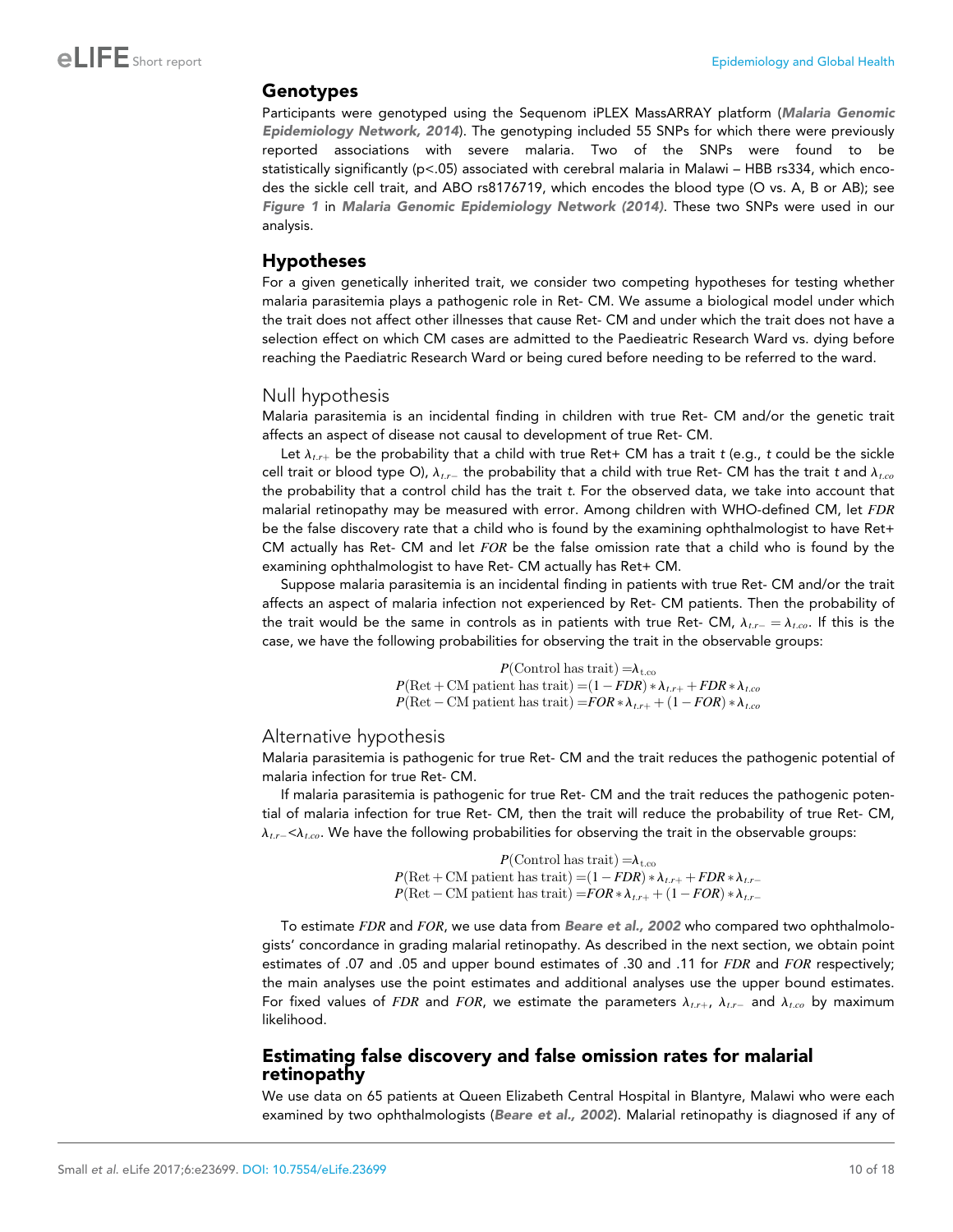## Genotypes

Participants were genotyped using the Sequenom iPLEX MassARRAY platform (***Malaria Genomic Epidemiology Network, 2014***). The genotyping included 55 SNPs for which there were previously reported associations with severe malaria. Two of the SNPs were found to be statistically significantly (p<.05) associated with cerebral malaria in Malawi – HBB rs334, which encodes the sickle cell trait, and ABO rs8176719, which encodes the blood type (O vs. A, B or AB); see ***Figure 1*** in ***Malaria Genomic Epidemiology Network (2014)***. These two SNPs were used in our analysis.

## Hypotheses

For a given genetically inherited trait, we consider two competing hypotheses for testing whether malaria parasitemia plays a pathogenic role in Ret- CM. We assume a biological model under which the trait does not affect other illnesses that cause Ret- CM and under which the trait does not have a selection effect on which CM cases are admitted to the Paedeiatric Research Ward vs. dying before reaching the Paediatric Research Ward or being cured before needing to be referred to the ward.

### Null hypothesis

Malaria parasitemia is an incidental finding in children with true Ret- CM and/or the genetic trait affects an aspect of disease not causal to development of true Ret- CM.

Let $\lambda_{t.r+}$ be the probability that a child with true Ret+ CM has a trait *t* (e.g., *t* could be the sickle cell trait or blood type O), $\lambda_{t.r-}$ the probability that a child with true Ret- CM has the trait *t* and $\lambda_{t.co}$ the probability that a control child has the trait *t*. For the observed data, we take into account that malarial retinopathy may be measured with error. Among children with WHO-defined CM, let $FDR$ be the false discovery rate that a child who is found by the examining ophthalmologist to have Ret+ CM actually has Ret- CM and let $FOR$ be the false omission rate that a child who is found by the examining ophthalmologist to have Ret- CM actually has Ret+ CM.

Suppose malaria parasitemia is an incidental finding in patients with true Ret- CM and/or the trait affects an aspect of malaria infection not experienced by Ret- CM patients. Then the probability of the trait would be the same in controls as in patients with true Ret- CM, $\lambda_{t.r-} = \lambda_{t.co}$. If this is the case, we have the following probabilities for observing the trait in the observable groups:

$$
\begin{aligned}
P(\text{Control has trait}) &= \lambda_{\text{t.co}} \\
P(\text{Ret} + \text{CM patient has trait}) &= (1 - FDR) * \lambda_{t.r+} + FDR * \lambda_{t.co} \\
P(\text{Ret} - \text{CM patient has trait}) &= FOR * \lambda_{t.r+} + (1 - FOR) * \lambda_{t.co}
\end{aligned}
$$

### Alternative hypothesis

Malaria parasitemia is pathogenic for true Ret- CM and the trait reduces the pathogenic potential of malaria infection for true Ret- CM.

If malaria parasitemia is pathogenic for true Ret- CM and the trait reduces the pathogenic potential of malaria infection for true Ret- CM, then the trait will reduce the probability of true Ret- CM, $\lambda_{t.r-} < \lambda_{t.co}$. We have the following probabilities for observing the trait in the observable groups:

$$
\begin{aligned}
P(\text{Control has trait}) &= \lambda_{\text{t.co}} \\
P(\text{Ret} + \text{CM patient has trait}) &= (1 - FDR) * \lambda_{t.r+} + FDR * \lambda_{t.r-} \\
P(\text{Ret} - \text{CM patient has trait}) &= FOR * \lambda_{t.r+} + (1 - FOR) * \lambda_{t.r-}
\end{aligned}
$$

To estimate $FDR$ and $FOR$, we use data from ***Beare et al., 2002*** who compared two ophthalmologists' concordance in grading malarial retinopathy. As described in the next section, we obtain point estimates of .07 and .05 and upper bound estimates of .30 and .11 for $FDR$ and $FOR$ respectively; the main analyses use the point estimates and additional analyses use the upper bound estimates. For fixed values of $FDR$ and $FOR$, we estimate the parameters $\lambda_{t.r+}$, $\lambda_{t.r-}$ and $\lambda_{t.co}$ by maximum likelihood.

## Estimating false discovery and false omission rates for malarial retinopathy

We use data on 65 patients at Queen Elizabeth Central Hospital in Blantyre, Malawi who were each examined by two ophthalmologists (***Beare et al., 2002***). Malarial retinopathy is diagnosed if any of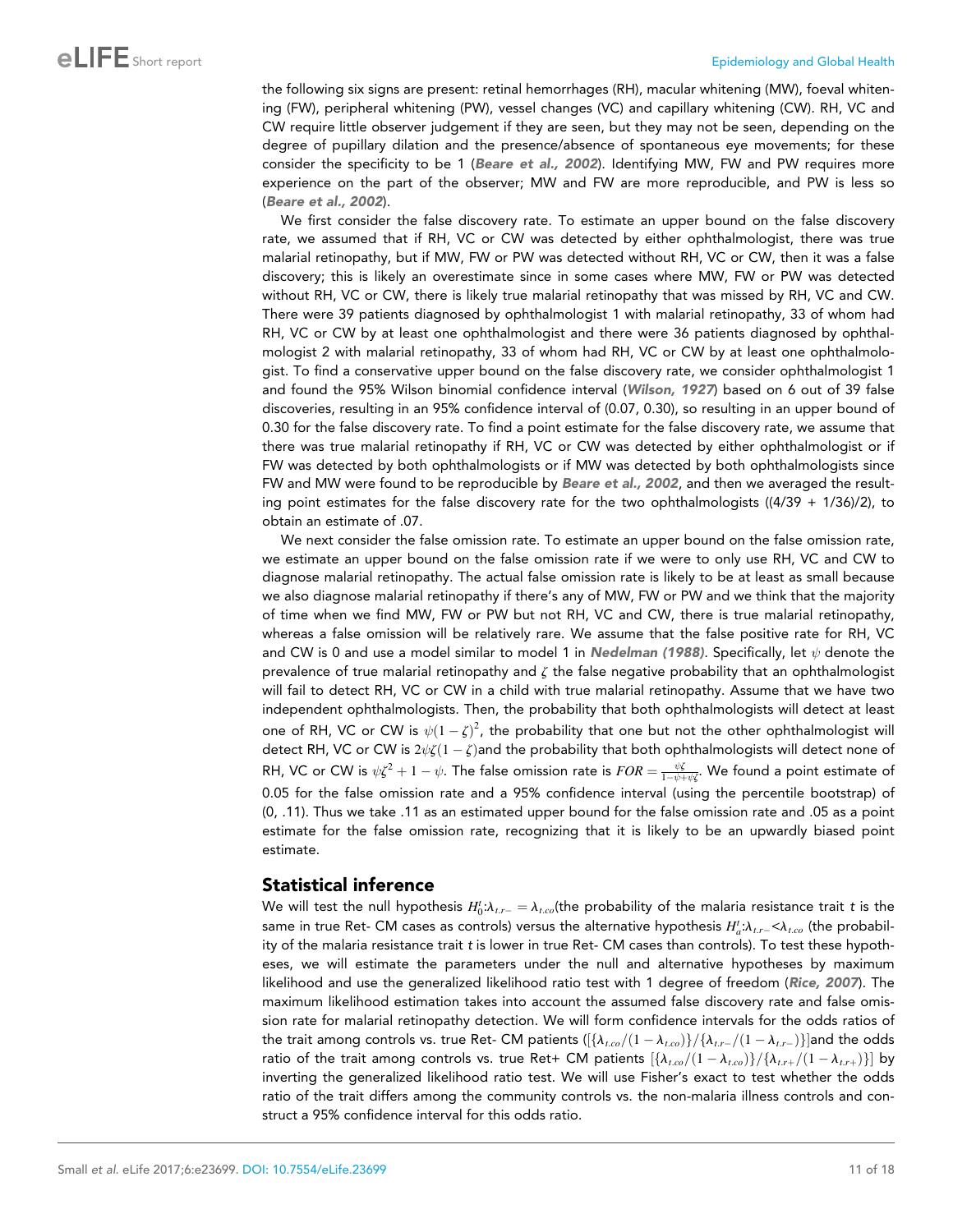the following six signs are present: retinal hemorrhages (RH), macular whitening (MW), foeval whitening (FW), peripheral whitening (PW), vessel changes (VC) and capillary whitening (CW). RH, VC and CW require little observer judgement if they are seen, but they may not be seen, depending on the degree of pupillary dilation and the presence/absence of spontaneous eye movements; for these consider the specificity to be 1 (**Beare et al., 2002**). Identifying MW, FW and PW requires more experience on the part of the observer; MW and FW are more reproducible, and PW is less so (**Beare et al., 2002**).

We first consider the false discovery rate. To estimate an upper bound on the false discovery rate, we assumed that if RH, VC or CW was detected by either ophthalmologist, there was true malarial retinopathy, but if MW, FW or PW was detected without RH, VC or CW, then it was a false discovery; this is likely an overestimate since in some cases where MW, FW or PW was detected without RH, VC or CW, there is likely true malarial retinopathy that was missed by RH, VC and CW. There were 39 patients diagnosed by ophthalmologist 1 with malarial retinopathy, 33 of whom had RH, VC or CW by at least one ophthalmologist and there were 36 patients diagnosed by ophthalmologist 2 with malarial retinopathy, 33 of whom had RH, VC or CW by at least one ophthalmologist. To find a conservative upper bound on the false discovery rate, we consider ophthalmologist 1 and found the 95% Wilson binomial confidence interval (**Wilson, 1927**) based on 6 out of 39 false discoveries, resulting in an 95% confidence interval of (0.07, 0.30), so resulting in an upper bound of 0.30 for the false discovery rate. To find a point estimate for the false discovery rate, we assume that there was true malarial retinopathy if RH, VC or CW was detected by either ophthalmologist or if FW was detected by both ophthalmologists or if MW was detected by both ophthalmologists since FW and MW were found to be reproducible by **Beare et al., 2002**, and then we averaged the resulting point estimates for the false discovery rate for the two ophthalmologists ((4/39 + 1/36)/2), to obtain an estimate of .07.

We next consider the false omission rate. To estimate an upper bound on the false omission rate, we estimate an upper bound on the false omission rate if we were to only use RH, VC and CW to diagnose malarial retinopathy. The actual false omission rate is likely to be at least as small because we also diagnose malarial retinopathy if there's any of MW, FW or PW and we think that the majority of time when we find MW, FW or PW but not RH, VC and CW, there is true malarial retinopathy, whereas a false omission will be relatively rare. We assume that the false positive rate for RH, VC and CW is 0 and use a model similar to model 1 in **Nedelman (1988)**. Specifically, let $\psi$ denote the prevalence of true malarial retinopathy and $\zeta$ the false negative probability that an ophthalmologist will fail to detect RH, VC or CW in a child with true malarial retinopathy. Assume that we have two independent ophthalmologists. Then, the probability that both ophthalmologists will detect at least one of RH, VC or CW is $\psi(1-\zeta)^2$, the probability that one but not the other ophthalmologist will detect RH, VC or CW is $2\psi\zeta(1-\zeta)$and the probability that both ophthalmologists will detect none of RH, VC or CW is $\psi\zeta^2+1-\psi$. The false omission rate is $FOR=\frac{\psi\zeta}{1-\psi+\psi\zeta}$. We found a point estimate of 0.05 for the false omission rate and a 95% confidence interval (using the percentile bootstrap) of (0, .11). Thus we take .11 as an estimated upper bound for the false omission rate and .05 as a point estimate for the false omission rate, recognizing that it is likely to be an upwardly biased point estimate.

## Statistical inference

We will test the null hypothesis $H_0^t:\lambda_{t,r-}=\lambda_{t,co}$(the probability of the malaria resistance trait *t* is the same in true Ret- CM cases as controls) versus the alternative hypothesis $H_a^t:\lambda_{t,r-}<\lambda_{t,co}$ (the probability of the malaria resistance trait *t* is lower in true Ret- CM cases than controls). To test these hypotheses, we will estimate the parameters under the null and alternative hypotheses by maximum likelihood and use the generalized likelihood ratio test with 1 degree of freedom (**Rice, 2007**). The maximum likelihood estimation takes into account the assumed false discovery rate and false omission rate for malarial retinopathy detection. We will form confidence intervals for the odds ratios of the trait among controls vs. true Ret- CM patients ($[\{\lambda_{t,co}/(1-\lambda_{t,co})\}/\{\lambda_{t,r-}/(1-\lambda_{t,r-})\}]$and the odds ratio of the trait among controls vs. true Ret+ CM patients $[\{\lambda_{t,co}/(1-\lambda_{t,co})\}/\{\lambda_{t,r+}/(1-\lambda_{t,r+})\}]$ by inverting the generalized likelihood ratio test. We will use Fisher's exact to test whether the odds ratio of the trait differs among the community controls vs. the non-malaria illness controls and construct a 95% confidence interval for this odds ratio.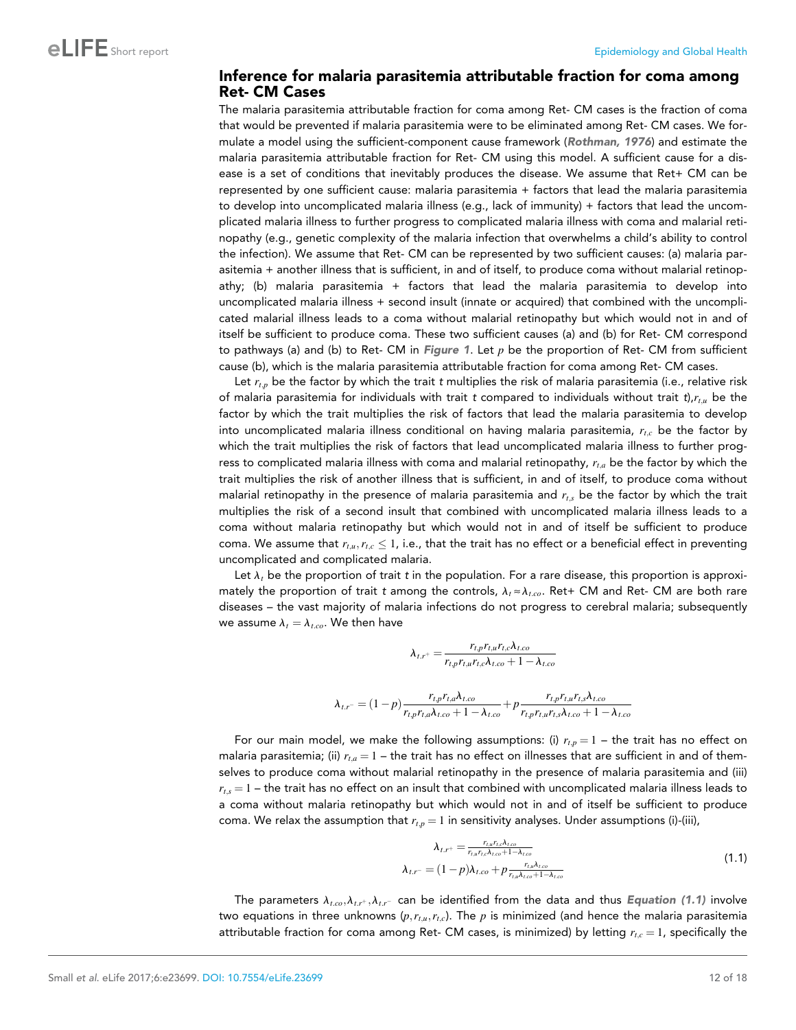## Inference for malaria parasitemia attributable fraction for coma among Ret- CM Cases

The malaria parasitemia attributable fraction for coma among Ret- CM cases is the fraction of coma that would be prevented if malaria parasitemia were to be eliminated among Ret- CM cases. We formulate a model using the sufficient-component cause framework (***Rothman, 1976***) and estimate the malaria parasitemia attributable fraction for Ret- CM using this model. A sufficient cause for a disease is a set of conditions that inevitably produces the disease. We assume that Ret+ CM can be represented by one sufficient cause: malaria parasitemia + factors that lead the malaria parasitemia to develop into uncomplicated malaria illness (e.g., lack of immunity) + factors that lead the uncomplicated malaria illness to further progress to complicated malaria illness with coma and malarial retinopathy (e.g., genetic complexity of the malaria infection that overwhelms a child's ability to control the infection). We assume that Ret- CM can be represented by two sufficient causes: (a) malaria parasitemia + another illness that is sufficient, in and of itself, to produce coma without malarial retinopathy; (b) malaria parasitemia + factors that lead the malaria parasitemia to develop into uncomplicated malaria illness + second insult (innate or acquired) that combined with the uncomplicated malarial illness leads to a coma without malarial retinopathy but which would not in and of itself be sufficient to produce coma. These two sufficient causes (a) and (b) for Ret- CM correspond to pathways (a) and (b) to Ret- CM in ***Figure 1***. Let $p$ be the proportion of Ret- CM from sufficient cause (b), which is the malaria parasitemia attributable fraction for coma among Ret- CM cases.

Let $r_{t,p}$ be the factor by which the trait *t* multiplies the risk of malaria parasitemia (i.e., relative risk of malaria parasitemia for individuals with trait *t* compared to individuals without trait *t*),$r_{t,u}$ be the factor by which the trait multiplies the risk of factors that lead the malaria parasitemia to develop into uncomplicated malaria illness conditional on having malaria parasitemia, $r_{t,c}$ be the factor by which the trait multiplies the risk of factors that lead uncomplicated malaria illness to further progress to complicated malaria illness with coma and malarial retinopathy, $r_{t,a}$ be the factor by which the trait multiplies the risk of another illness that is sufficient, in and of itself, to produce coma without malarial retinopathy in the presence of malaria parasitemia and $r_{t,s}$ be the factor by which the trait multiplies the risk of a second insult that combined with uncomplicated malaria illness leads to a coma without malaria retinopathy but which would not in and of itself be sufficient to produce coma. We assume that $r_{t,u}, r_{t,c} \leq 1$, i.e., that the trait has no effect or a beneficial effect in preventing uncomplicated and complicated malaria.

Let $\lambda_t$ be the proportion of trait *t* in the population. For a rare disease, this proportion is approximately the proportion of trait *t* among the controls, $\lambda_t \approx \lambda_{t.co}$. Ret+ CM and Ret- CM are both rare diseases – the vast majority of malaria infections do not progress to cerebral malaria; subsequently we assume $\lambda_t = \lambda_{t.co}$. We then have

$$\lambda_{t.r^+} = \frac{r_{t,p} r_{t,u} r_{t,c} \lambda_{t.co}}{r_{t,p} r_{t,u} r_{t,c} \lambda_{t.co} + 1 - \lambda_{t.co}}$$

$$\lambda_{t.r^-} = (1-p)\frac{r_{t,p} r_{t,a} \lambda_{t.co}}{r_{t,p} r_{t,a} \lambda_{t.co} + 1 - \lambda_{t.co}} + p \frac{r_{t,p} r_{t,u} r_{t,s} \lambda_{t.co}}{r_{t,p} r_{t,u} r_{t,s} \lambda_{t.co} + 1 - \lambda_{t.co}}$$

For our main model, we make the following assumptions: (i) $r_{t,p} = 1$ – the trait has no effect on malaria parasitemia; (ii) $r_{t,a} = 1$ – the trait has no effect on illnesses that are sufficient in and of themselves to produce coma without malarial retinopathy in the presence of malaria parasitemia and (iii) $r_{t,s} = 1$ – the trait has no effect on an insult that combined with uncomplicated malaria illness leads to a coma without malaria retinopathy but which would not in and of itself be sufficient to produce coma. We relax the assumption that $r_{t,p} = 1$ in sensitivity analyses. Under assumptions (i)-(iii),

$$\begin{aligned} \lambda_{t.r^+} &= \frac{r_{t,u} r_{t,c} \lambda_{t.co}}{r_{t,u} r_{t,c} \lambda_{t.co} + 1 - \lambda_{t.co}} \\ \lambda_{t.r^-} &= (1-p)\lambda_{t.co} + p \frac{r_{t,u} \lambda_{t.co}}{r_{t,u} \lambda_{t.co} + 1 - \lambda_{t.co}} \end{aligned} \tag{1.1}$$

The parameters $\lambda_{t.co}, \lambda_{t.r^+}, \lambda_{t.r^-}$ can be identified from the data and thus ***Equation (1.1)*** involve two equations in three unknowns $(p, r_{t,u}, r_{t,c})$. The $p$ is minimized (and hence the malaria parasitemia attributable fraction for coma among Ret- CM cases, is minimized) by letting $r_{t,c} = 1$, specifically the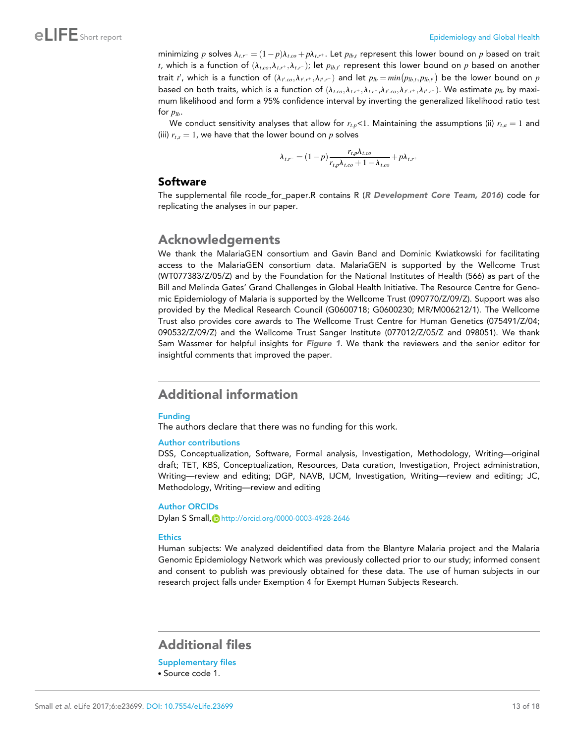minimizing $p$ solves $\lambda_{t.r^-} = (1-p)\lambda_{t.co} + p\lambda_{t.r^+}$. Let $p_{lb,t}$ represent this lower bound on $p$ based on trait $t$, which is a function of $(\lambda_{t.co}, \lambda_{t.r^+}, \lambda_{t.r^-})$; let $p_{lb,t'}$ represent this lower bound on $p$ based on another trait $t'$, which is a function of $(\lambda_{t'.co}, \lambda_{t'.r^+}, \lambda_{t'.r^-})$ and let $p_{lb} = min(p_{lb,t}, p_{lb,t'})$ be the lower bound on $p$ based on both traits, which is a function of $(\lambda_{t.co}, \lambda_{t.r^+}, \lambda_{t.r^-}, \lambda_{t'.co}, \lambda_{t'.r^+}, \lambda_{t'.r^-})$. We estimate $p_{lb}$ by maximum likelihood and form a 95% confidence interval by inverting the generalized likelihood ratio test for $p_{lb}$.

We conduct sensitivity analyses that allow for $r_{t,p}<1$. Maintaining the assumptions (ii) $r_{t,a}=1$ and (iii) $r_{t,s}=1$, we have that the lower bound on $p$ solves

$$\lambda_{t.r^-} = (1-p)\frac{r_{t,p}\lambda_{t.co}}{r_{t,p}\lambda_{t.co} + 1 - \lambda_{t.co}} + p\lambda_{t.r^+}$$

## Software

The supplemental file rcode_for_paper.R contains R (*R Development Core Team, 2016*) code for replicating the analyses in our paper.

# Acknowledgements

We thank the MalariaGEN consortium and Gavin Band and Dominic Kwiatkowski for facilitating access to the MalariaGEN consortium data. MalariaGEN is supported by the Wellcome Trust (WT077383/Z/05/Z) and by the Foundation for the National Institutes of Health (566) as part of the Bill and Melinda Gates' Grand Challenges in Global Health Initiative. The Resource Centre for Genomic Epidemiology of Malaria is supported by the Wellcome Trust (090770/Z/09/Z). Support was also provided by the Medical Research Council (G0600718; G0600230; MR/M006212/1). The Wellcome Trust also provides core awards to The Wellcome Trust Centre for Human Genetics (075491/Z/04; 090532/Z/09/Z) and the Wellcome Trust Sanger Institute (077012/Z/05/Z and 098051). We thank Sam Wassmer for helpful insights for *Figure 1*. We thank the reviewers and the senior editor for insightful comments that improved the paper.

# Additional information

### Funding

The authors declare that there was no funding for this work.

### Author contributions

DSS, Conceptualization, Software, Formal analysis, Investigation, Methodology, Writing—original draft; TET, KBS, Conceptualization, Resources, Data curation, Investigation, Project administration, Writing—review and editing; DGP, NAVB, IJCM, Investigation, Writing—review and editing; JC, Methodology, Writing—review and editing

### Author ORCIDs

Dylan S Small, http://orcid.org/0000-0003-4928-2646

### Ethics

Human subjects: We analyzed deidentified data from the Blantyre Malaria project and the Malaria Genomic Epidemiology Network which was previously collected prior to our study; informed consent and consent to publish was previously obtained for these data. The use of human subjects in our research project falls under Exemption 4 for Exempt Human Subjects Research.

# Additional files

### Supplementary files

- Source code 1.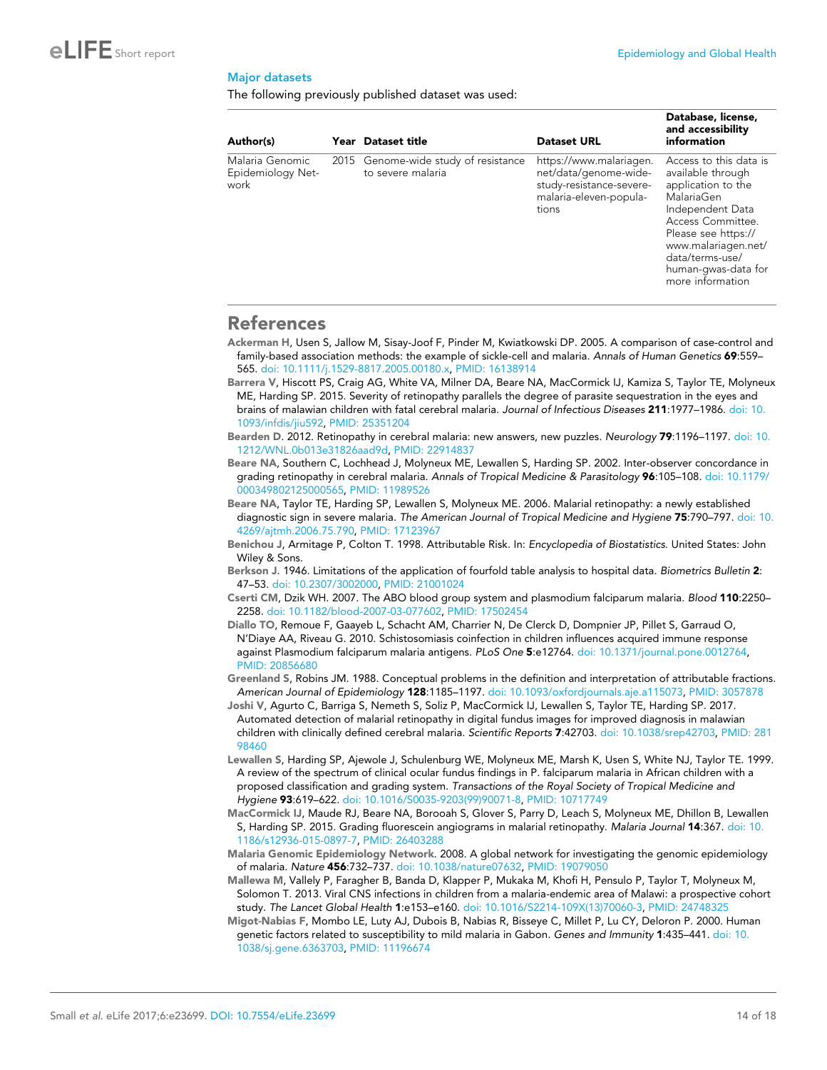## Major datasets

The following previously published dataset was used:

| Author(s) | Year | Dataset title | Dataset URL | Database, license, and accessibility information |
|---|---|---|---|---|
| Malaria Genomic Epidemiology Network | 2015 | Genome-wide study of resistance to severe malaria | https://www.malariagen.net/data/genome-wide-study-resistance-severe-malaria-eleven-populations | Access to this data is available through application to the MalariaGen Independent Data Access Committee. Please see https://www.malariagen.net/data/terms-use/human-gwas-data for more information |

# References

**Ackerman H**, Usen S, Jallow M, Sisay-Joof F, Pinder M, Kwiatkowski DP. 2005. A comparison of case-control and family-based association methods: the example of sickle-cell and malaria. *Annals of Human Genetics* **69**:559–565. doi: 10.1111/j.1529-8817.2005.00180.x, PMID: 16138914

**Barrera V**, Hiscott PS, Craig AG, White VA, Milner DA, Beare NA, MacCormick IJ, Kamiza S, Taylor TE, Molyneux ME, Harding SP. 2015. Severity of retinopathy parallels the degree of parasite sequestration in the eyes and brains of malawian children with fatal cerebral malaria. *Journal of Infectious Diseases* **211**:1977–1986. doi: 10.1093/infdis/jiu592, PMID: 25351204

**Bearden D**. 2012. Retinopathy in cerebral malaria: new answers, new puzzles. *Neurology* **79**:1196–1197. doi: 10.1212/WNL.0b013e31826aad9d, PMID: 22914837

**Beare NA**, Southern C, Lochhead J, Molyneux ME, Lewallen S, Harding SP. 2002. Inter-observer concordance in grading retinopathy in cerebral malaria. *Annals of Tropical Medicine & Parasitology* **96**:105–108. doi: 10.1179/000349802125000565, PMID: 11989526

**Beare NA**, Taylor TE, Harding SP, Lewallen S, Molyneux ME. 2006. Malarial retinopathy: a newly established diagnostic sign in severe malaria. *The American Journal of Tropical Medicine and Hygiene* **75**:790–797. doi: 10.4269/ajtmh.2006.75.790, PMID: 17123967

**Benichou J**, Armitage P, Colton T. 1998. Attributable Risk. In: *Encyclopedia of Biostatistics*. United States: John Wiley & Sons.

**Berkson J**. 1946. Limitations of the application of fourfold table analysis to hospital data. *Biometrics Bulletin* **2**:47–53. doi: 10.2307/3002000, PMID: 21001024

**Cserti CM**, Dzik WH. 2007. The ABO blood group system and plasmodium falciparum malaria. *Blood* **110**:2250–2258. doi: 10.1182/blood-2007-03-077602, PMID: 17502454

**Diallo TO**, Remoue F, Gaayeb L, Schacht AM, Charrier N, De Clerck D, Dompnier JP, Pillet S, Garraud O, N'Diaye AA, Riveau G. 2010. Schistosomiasis coinfection in children influences acquired immune response against Plasmodium falciparum malaria antigens. *PLoS One* **5**:e12764. doi: 10.1371/journal.pone.0012764, PMID: 20856680

**Greenland S**, Robins JM. 1988. Conceptual problems in the definition and interpretation of attributable fractions. *American Journal of Epidemiology* **128**:1185–1197. doi: 10.1093/oxfordjournals.aje.a115073, PMID: 3057878

**Joshi V**, Agurto C, Barriga S, Nemeth S, Soliz P, MacCormick IJ, Lewallen S, Taylor TE, Harding SP. 2017. Automated detection of malarial retinopathy in digital fundus images for improved diagnosis in malawian children with clinically defined cerebral malaria. *Scientific Reports* **7**:42703. doi: 10.1038/srep42703, PMID: 28198460

**Lewallen S**, Harding SP, Ajewole J, Schulenburg WE, Molyneux ME, Marsh K, Usen S, White NJ, Taylor TE. 1999. A review of the spectrum of clinical ocular fundus findings in P. falciparum malaria in African children with a proposed classification and grading system. *Transactions of the Royal Society of Tropical Medicine and Hygiene* **93**:619–622. doi: 10.1016/S0035-9203(99)90071-8, PMID: 10717749

**MacCormick IJ**, Maude RJ, Beare NA, Borooah S, Glover S, Parry D, Leach S, Molyneux ME, Dhillon B, Lewallen S, Harding SP. 2015. Grading fluorescein angiograms in malarial retinopathy. *Malaria Journal* **14**:367. doi: 10.1186/s12936-015-0897-7, PMID: 26403288

**Malaria Genomic Epidemiology Network**. 2008. A global network for investigating the genomic epidemiology of malaria. *Nature* **456**:732–737. doi: 10.1038/nature07632, PMID: 19079050

**Mallewa M**, Vallely P, Faragher B, Banda D, Klapper P, Mukaka M, Khofi H, Pensulo P, Taylor T, Molyneux M, Solomon T. 2013. Viral CNS infections in children from a malaria-endemic area of Malawi: a prospective cohort study. *The Lancet Global Health* **1**:e153–e160. doi: 10.1016/S2214-109X(13)70060-3, PMID: 24748325

**Migot-Nabias F**, Mombo LE, Luty AJ, Dubois B, Nabias R, Bisseye C, Millet P, Lu CY, Deloron P. 2000. Human genetic factors related to susceptibility to mild malaria in Gabon. *Genes and Immunity* **1**:435–441. doi: 10.1038/sj.gene.6363703, PMID: 11196674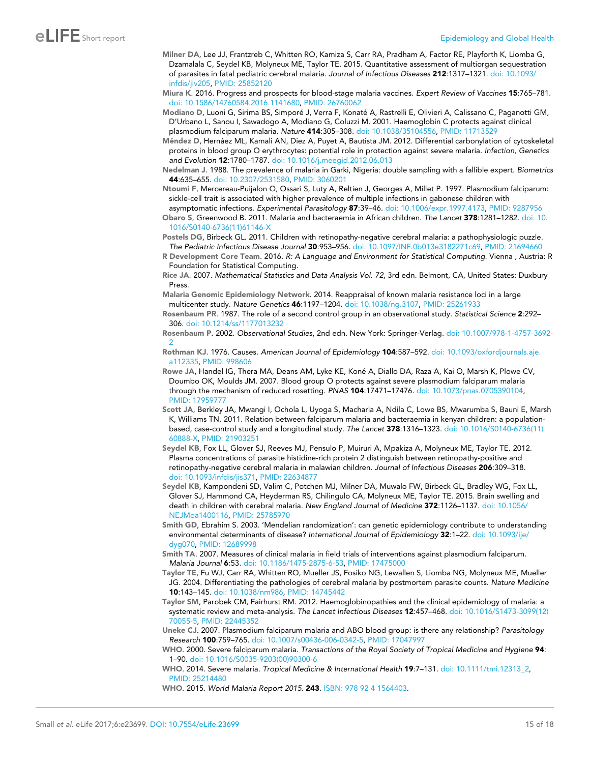Milner DA, Lee JJ, Frantzreb C, Whitten RO, Kamiza S, Carr RA, Pradham A, Factor RE, Playforth K, Liomba G, Dzamalala C, Seydel KB, Molyneux ME, Taylor TE. 2015. Quantitative assessment of multiorgan sequestration of parasites in fatal pediatric cerebral malaria. *Journal of Infectious Diseases* **212**:1317–1321. doi: 10.1093/infdis/jiv205, PMID: 25852120

Miura K. 2016. Progress and prospects for blood-stage malaria vaccines. *Expert Review of Vaccines* **15**:765–781. doi: 10.1586/14760584.2016.1141680, PMID: 26760062

Modiano D, Luoni G, Sirima BS, Simporé J, Verra F, Konaté A, Rastrelli E, Olivieri A, Calissano C, Paganotti GM, D'Urbano L, Sanou I, Sawadogo A, Modiano G, Coluzzi M. 2001. Haemoglobin C protects against clinical plasmodium falciparum malaria. *Nature* **414**:305–308. doi: 10.1038/35104556, PMID: 11713529

Méndez D, Hernáez ML, Kamali AN, Diez A, Puyet A, Bautista JM. 2012. Differential carbonylation of cytoskeletal proteins in blood group O erythrocytes: potential role in protection against severe malaria. *Infection, Genetics and Evolution* **12**:1780–1787. doi: 10.1016/j.meegid.2012.06.013

Nedelman J. 1988. The prevalence of malaria in Garki, Nigeria: double sampling with a fallible expert. *Biometrics* **44**:635–655. doi: 10.2307/2531580, PMID: 3060201

Ntoumi F, Mercereau-Puijalon O, Ossari S, Luty A, Reltien J, Georges A, Millet P. 1997. Plasmodium falciparum: sickle-cell trait is associated with higher prevalence of multiple infections in gabonese children with asymptomatic infections. *Experimental Parasitology* **87**:39–46. doi: 10.1006/expr.1997.4173, PMID: 9287956

Obaro S, Greenwood B. 2011. Malaria and bacteraemia in African children. *The Lancet* **378**:1281–1282. doi: 10.1016/S0140-6736(11)61146-X

Postels DG, Birbeck GL. 2011. Children with retinopathy-negative cerebral malaria: a pathophysiologic puzzle. *The Pediatric Infectious Disease Journal* **30**:953–956. doi: 10.1097/INF.0b013e3182271c69, PMID: 21694660

R Development Core Team. 2016. *R: A Language and Environment for Statistical Computing*. Vienna , Austria: R Foundation for Statistical Computing.

Rice JA. 2007. *Mathematical Statistics and Data Analysis Vol. 72*, 3rd edn. Belmont, CA, United States: Duxbury Press.

Malaria Genomic Epidemiology Network. 2014. Reappraisal of known malaria resistance loci in a large multicenter study. *Nature Genetics* **46**:1197–1204. doi: 10.1038/ng.3107, PMID: 25261933

Rosenbaum PR. 1987. The role of a second control group in an observational study. *Statistical Science* **2**:292–306. doi: 10.1214/ss/1177013232

Rosenbaum P. 2002. *Observational Studies*, 2nd edn. New York: Springer-Verlag. doi: 10.1007/978-1-4757-3692-2

Rothman KJ. 1976. Causes. *American Journal of Epidemiology* **104**:587–592. doi: 10.1093/oxfordjournals.aje.a112335, PMID: 998606

Rowe JA, Handel IG, Thera MA, Deans AM, Lyke KE, Koné A, Diallo DA, Raza A, Kai O, Marsh K, Plowe CV, Doumbo OK, Moulds JM. 2007. Blood group O protects against severe plasmodium falciparum malaria through the mechanism of reduced rosetting. *PNAS* **104**:17471–17476. doi: 10.1073/pnas.0705390104, PMID: 17959777

Scott JA, Berkley JA, Mwangi I, Ochola L, Uyoga S, Macharia A, Ndila C, Lowe BS, Mwarumba S, Bauni E, Marsh K, Williams TN. 2011. Relation between falciparum malaria and bacteraemia in kenyan children: a population-based, case-control study and a longitudinal study. *The Lancet* **378**:1316–1323. doi: 10.1016/S0140-6736(11)60888-X, PMID: 21903251

Seydel KB, Fox LL, Glover SJ, Reeves MJ, Pensulo P, Muiruri A, Mpakiza A, Molyneux ME, Taylor TE. 2012. Plasma concentrations of parasite histidine-rich protein 2 distinguish between retinopathy-positive and retinopathy-negative cerebral malaria in malawian children. *Journal of Infectious Diseases* **206**:309–318. doi: 10.1093/infdis/jis371, PMID: 22634877

Seydel KB, Kamponderi SD, Valim C, Potchen MJ, Milner DA, Muwalo FW, Birbeck GL, Bradley WG, Fox LL, Glover SJ, Hammond CA, Heyderman RS, Chilingulo CA, Molyneux ME, Taylor TE. 2015. Brain swelling and death in children with cerebral malaria. *New England Journal of Medicine* **372**:1126–1137. doi: 10.1056/NEJMoa1400116, PMID: 25785970

Smith GD, Ebrahim S. 2003. 'Mendelian randomization': can genetic epidemiology contribute to understanding environmental determinants of disease? *International Journal of Epidemiology* **32**:1–22. doi: 10.1093/ije/dyg070, PMID: 12689998

Smith TA. 2007. Measures of clinical malaria in field trials of interventions against plasmodium falciparum. *Malaria Journal* **6**:53. doi: 10.1186/1475-2875-6-53, PMID: 17475000

Taylor TE, Fu WJ, Carr RA, Whitten RO, Mueller JS, Fosiko NG, Lewallen S, Liomba NG, Molyneux ME, Mueller JG. 2004. Differentiating the pathologies of cerebral malaria by postmortem parasite counts. *Nature Medicine* **10**:143–145. doi: 10.1038/nm986, PMID: 14745442

Taylor SM, Parobek CM, Fairhurst RM. 2012. Haemoglobinopathies and the clinical epidemiology of malaria: a systematic review and meta-analysis. *The Lancet Infectious Diseases* **12**:457–468. doi: 10.1016/S1473-3099(12)70055-5, PMID: 22445352

Uneke CJ. 2007. Plasmodium falciparum malaria and ABO blood group: is there any relationship? *Parasitology Research* **100**:759–765. doi: 10.1007/s00436-006-0342-5, PMID: 17047997

WHO. 2000. Severe falciparum malaria. *Transactions of the Royal Society of Tropical Medicine and Hygiene* **94**: 1–90. doi: 10.1016/S0035-9203(00)90300-6

WHO. 2014. Severe malaria. *Tropical Medicine & International Health* **19**:7–131. doi: 10.1111/tmi.12313_2, PMID: 25214480

WHO. 2015. *World Malaria Report 2015.* **243**. ISBN: 978 92 4 1564403.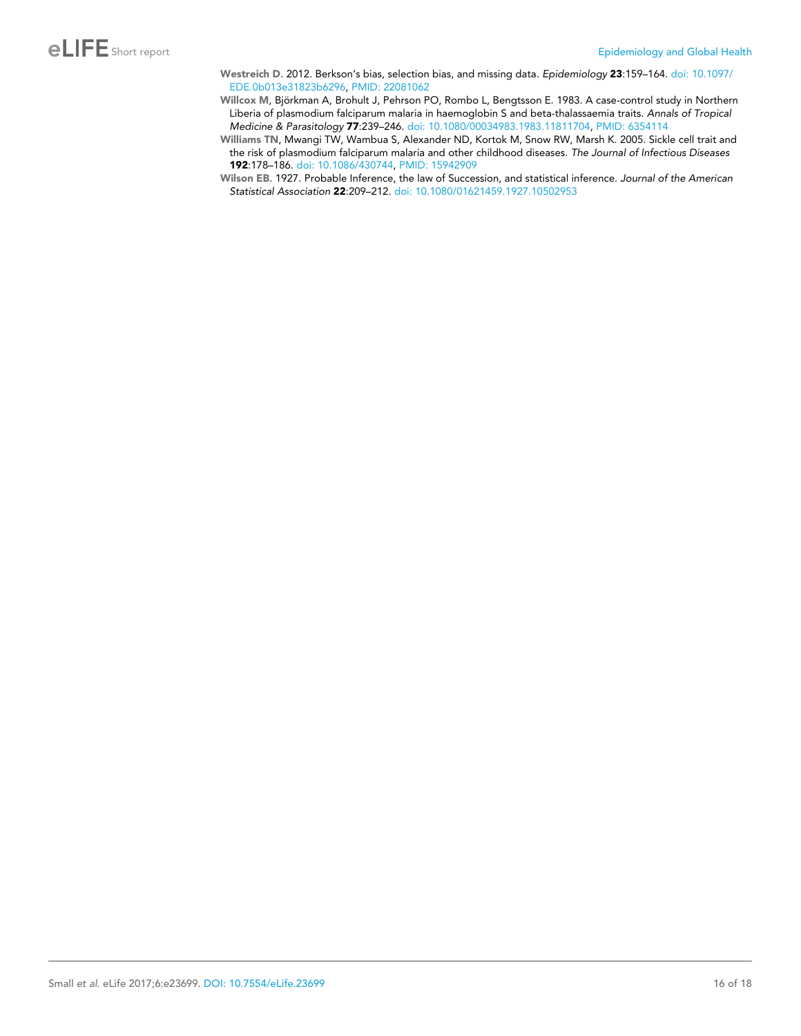**Westreich D**. 2012. Berkson's bias, selection bias, and missing data. *Epidemiology* **23**:159–164. doi: 10.1097/EDE.0b013e31823b6296, PMID: 22081062

**Willcox M**, Björkman A, Brohult J, Pehrson PO, Rombo L, Bengtsson E. 1983. A case-control study in Northern Liberia of plasmodium falciparum malaria in haemoglobin S and beta-thalassaemia traits. *Annals of Tropical Medicine & Parasitology* **77**:239–246. doi: 10.1080/00034983.1983.11811704, PMID: 6354114

**Williams TN**, Mwangi TW, Wambua S, Alexander ND, Kortok M, Snow RW, Marsh K. 2005. Sickle cell trait and the risk of plasmodium falciparum malaria and other childhood diseases. *The Journal of Infectious Diseases* **192**:178–186. doi: 10.1086/430744, PMID: 15942909

**Wilson EB**. 1927. Probable Inference, the law of Succession, and statistical inference. *Journal of the American Statistical Association* **22**:209–212. doi: 10.1080/01621459.1927.10502953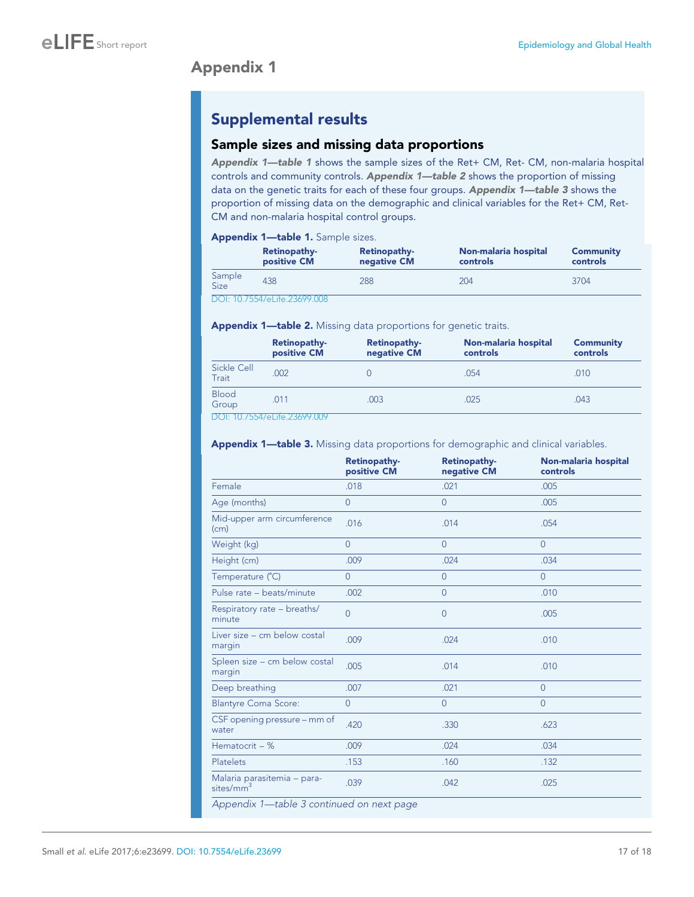# Appendix 1

## Supplemental results

### Sample sizes and missing data proportions

***Appendix 1—table 1*** shows the sample sizes of the Ret+ CM, Ret- CM, non-malaria hospital controls and community controls. ***Appendix 1—table 2*** shows the proportion of missing data on the genetic traits for each of these four groups. ***Appendix 1—table 3*** shows the proportion of missing data on the demographic and clinical variables for the Ret+ CM, Ret- CM and non-malaria hospital control groups.

**Appendix 1—table 1.** Sample sizes.

| | Retinopathy-positive CM | Retinopathy-negative CM | Non-malaria hospital controls | Community controls |
|---|---|---|---|---|
| Sample Size | 438 | 288 | 204 | 3704 |

DOI: 10.7554/eLife.23699.008

**Appendix 1—table 2.** Missing data proportions for genetic traits.

| | Retinopathy-positive CM | Retinopathy-negative CM | Non-malaria hospital controls | Community controls |
|---|---|---|---|---|
| Sickle Cell Trait | .002 | 0 | .054 | .010 |
| Blood Group | .011 | .003 | .025 | .043 |

DOI: 10.7554/eLife.23699.009

**Appendix 1—table 3.** Missing data proportions for demographic and clinical variables.

| | Retinopathy-positive CM | Retinopathy-negative CM | Non-malaria hospital controls |
|---|---|---|---|
| Female | .018 | .021 | .005 |
| Age (months) | 0 | 0 | .005 |
| Mid-upper arm circumference (cm) | .016 | .014 | .054 |
| Weight (kg) | 0 | 0 | 0 |
| Height (cm) | .009 | .024 | .034 |
| Temperature (°C) | 0 | 0 | 0 |
| Pulse rate – beats/minute | .002 | 0 | .010 |
| Respiratory rate – breaths/minute | 0 | 0 | .005 |
| Liver size – cm below costal margin | .009 | .024 | .010 |
| Spleen size – cm below costal margin | .005 | .014 | .010 |
| Deep breathing | .007 | .021 | 0 |
| Blantyre Coma Score: | 0 | 0 | 0 |
| CSF opening pressure – mm of water | .420 | .330 | .623 |
| Hematocrit – % | .009 | .024 | .034 |
| Platelets | .153 | .160 | .132 |
| Malaria parasitemia – parasites/$mm^3$ | .039 | .042 | .025 |

*Appendix 1—table 3 continued on next page*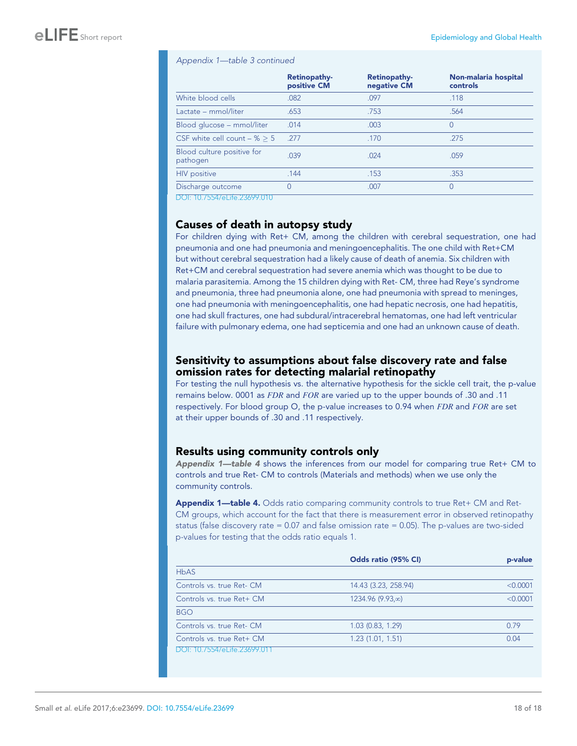*Appendix 1—table 3 continued*

| | Retinopathy-positive CM | Retinopathy-negative CM | Non-malaria hospital controls |
|---|---|---|---|
| White blood cells | .082 | .097 | .118 |
| Lactate – mmol/liter | .653 | .753 | .564 |
| Blood glucose – mmol/liter | .014 | .003 | 0 |
| CSF white cell count – % ≥ 5 | .277 | .170 | .275 |
| Blood culture positive for pathogen | .039 | .024 | .059 |
| HIV positive | .144 | .153 | .353 |
| Discharge outcome | 0 | .007 | 0 |

DOI: 10.7554/eLife.23699.010

## Causes of death in autopsy study

For children dying with Ret+ CM, among the children with cerebral sequestration, one had pneumonia and one had pneumonia and meningoencephalitis. The one child with Ret+CM but without cerebral sequestration had a likely cause of death of anemia. Six children with Ret+CM and cerebral sequestration had severe anemia which was thought to be due to malaria parasitemia. Among the 15 children dying with Ret- CM, three had Reye's syndrome and pneumonia, three had pneumonia alone, one had pneumonia with spread to meninges, one had pneumonia with meningoencephalitis, one had hepatic necrosis, one had hepatitis, one had skull fractures, one had subdural/intracerebral hematomas, one had left ventricular failure with pulmonary edema, one had septicemia and one had an unknown cause of death.

## Sensitivity to assumptions about false discovery rate and false omission rates for detecting malarial retinopathy

For testing the null hypothesis vs. the alternative hypothesis for the sickle cell trait, the p-value remains below. 0001 as $FDR$ and $FOR$ are varied up to the upper bounds of .30 and .11 respectively. For blood group O, the p-value increases to 0.94 when $FDR$ and $FOR$ are set at their upper bounds of .30 and .11 respectively.

## Results using community controls only

***Appendix 1—table 4*** shows the inferences from our model for comparing true Ret+ CM to controls and true Ret- CM to controls (Materials and methods) when we use only the community controls.

**Appendix 1—table 4.** Odds ratio comparing community controls to true Ret+ CM and Ret-CM groups, which account for the fact that there is measurement error in observed retinopathy status (false discovery rate = 0.07 and false omission rate = 0.05). The p-values are two-sided p-values for testing that the odds ratio equals 1.

| | Odds ratio (95% CI) | p-value |
|---|---|---|
| HbAS | | |
| Controls vs. true Ret- CM | 14.43 (3.23, 258.94) | <0.0001 |
| Controls vs. true Ret+ CM | 1234.96 (9.93,∞) | <0.0001 |
| BGO | | |
| Controls vs. true Ret- CM | 1.03 (0.83, 1.29) | 0.79 |
| Controls vs. true Ret+ CM | 1.23 (1.01, 1.51) | 0.04 |

DOI: 10.7554/eLife.23699.011